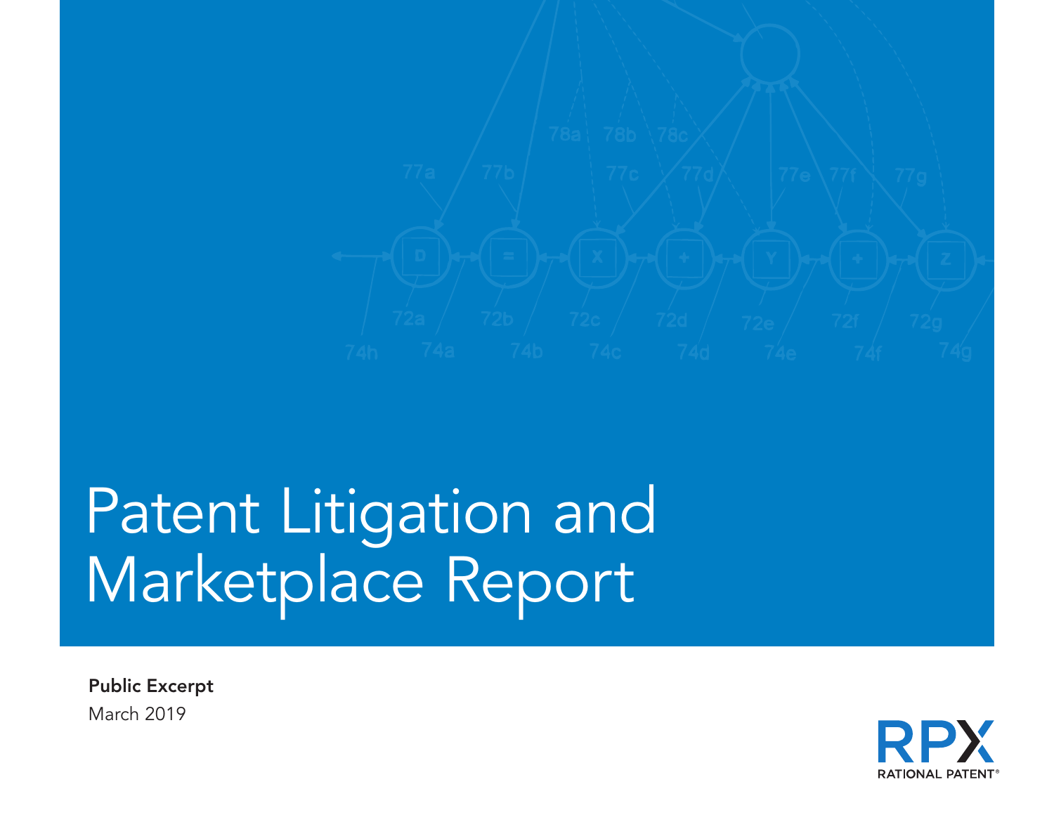# Patent Litigation and Marketplace Report

**Public Excerpt**

March 2019

RPX RATIONAL PATENT®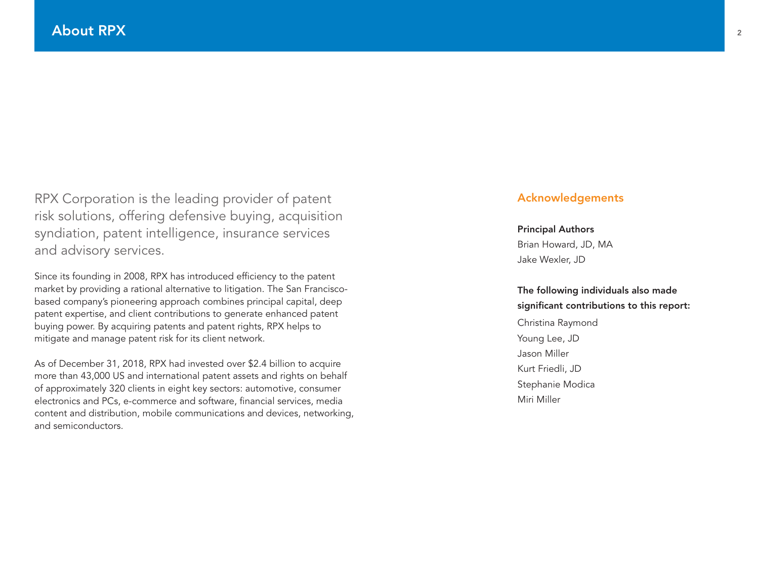# About RPX

RPX Corporation is the leading provider of patent risk solutions, offering defensive buying, acquisition syndiation, patent intelligence, insurance services and advisory services.

Since its founding in 2008, RPX has introduced efficiency to the patent market by providing a rational alternative to litigation. The San Francisco-based company's pioneering approach combines principal capital, deep patent expertise, and client contributions to generate enhanced patent buying power. By acquiring patents and patent rights, RPX helps to mitigate and manage patent risk for its client network.

As of December 31, 2018, RPX had invested over $2.4 billion to acquire more than 43,000 US and international patent assets and rights on behalf of approximately 320 clients in eight key sectors: automotive, consumer electronics and PCs, e-commerce and software, financial services, media content and distribution, mobile communications and devices, networking, and semiconductors.

## Acknowledgements

**Principal Authors**

Brian Howard, JD, MA
Jake Wexler, JD

**The following individuals also made significant contributions to this report:**

Christina Raymond
Young Lee, JD
Jason Miller
Kurt Friedli, JD
Stephanie Modica
Miri Miller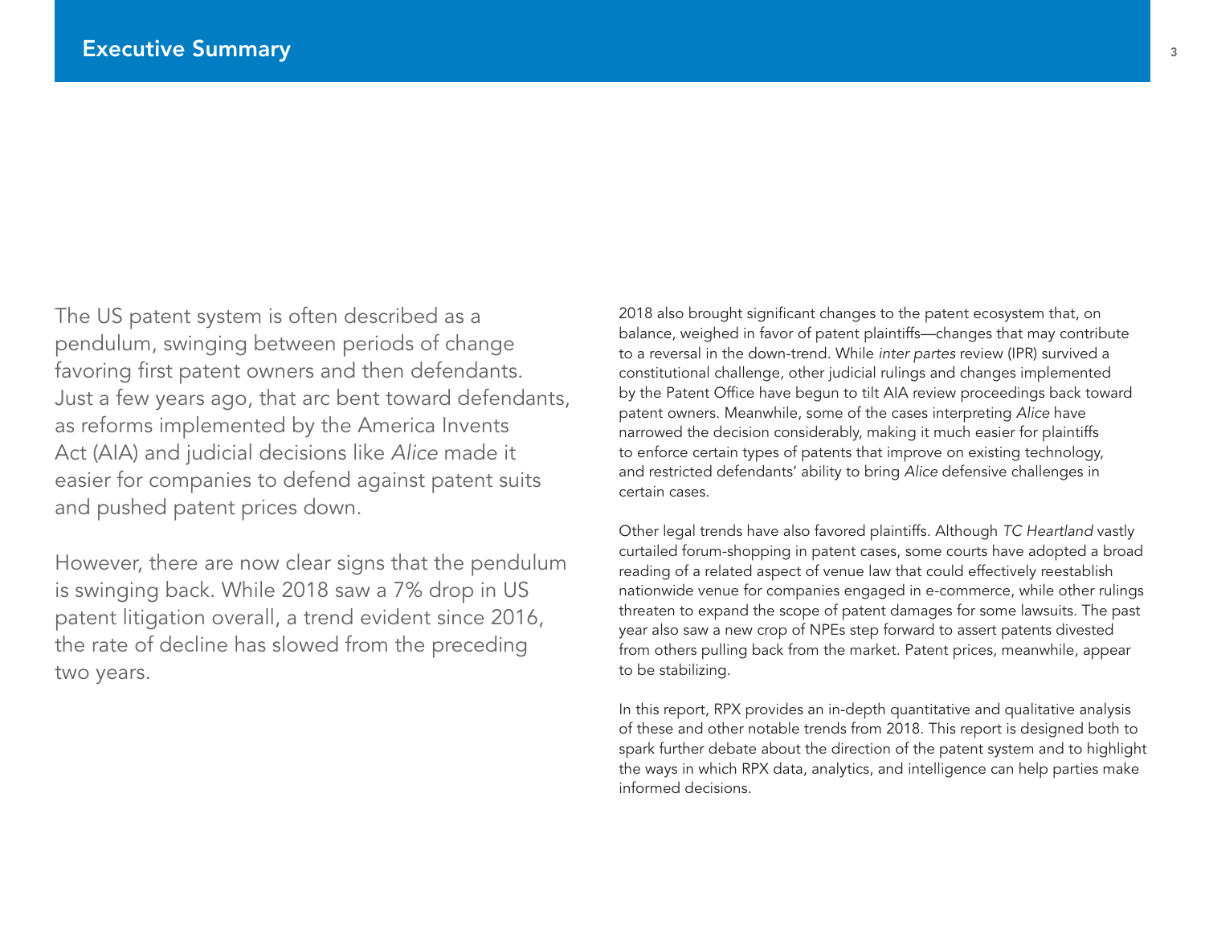# Executive Summary

The US patent system is often described as a pendulum, swinging between periods of change favoring first patent owners and then defendants. Just a few years ago, that arc bent toward defendants, as reforms implemented by the America Invents Act (AIA) and judicial decisions like *Alice* made it easier for companies to defend against patent suits and pushed patent prices down.

However, there are now clear signs that the pendulum is swinging back. While 2018 saw a 7% drop in US patent litigation overall, a trend evident since 2016, the rate of decline has slowed from the preceding two years.

2018 also brought significant changes to the patent ecosystem that, on balance, weighed in favor of patent plaintiffs—changes that may contribute to a reversal in the down-trend. While *inter partes* review (IPR) survived a constitutional challenge, other judicial rulings and changes implemented by the Patent Office have begun to tilt AIA review proceedings back toward patent owners. Meanwhile, some of the cases interpreting *Alice* have narrowed the decision considerably, making it much easier for plaintiffs to enforce certain types of patents that improve on existing technology, and restricted defendants' ability to bring *Alice* defensive challenges in certain cases.

Other legal trends have also favored plaintiffs. Although *TC Heartland* vastly curtailed forum-shopping in patent cases, some courts have adopted a broad reading of a related aspect of venue law that could effectively reestablish nationwide venue for companies engaged in e-commerce, while other rulings threaten to expand the scope of patent damages for some lawsuits. The past year also saw a new crop of NPEs step forward to assert patents divested from others pulling back from the market. Patent prices, meanwhile, appear to be stabilizing.

In this report, RPX provides an in-depth quantitative and qualitative analysis of these and other notable trends from 2018. This report is designed both to spark further debate about the direction of the patent system and to highlight the ways in which RPX data, analytics, and intelligence can help parties make informed decisions.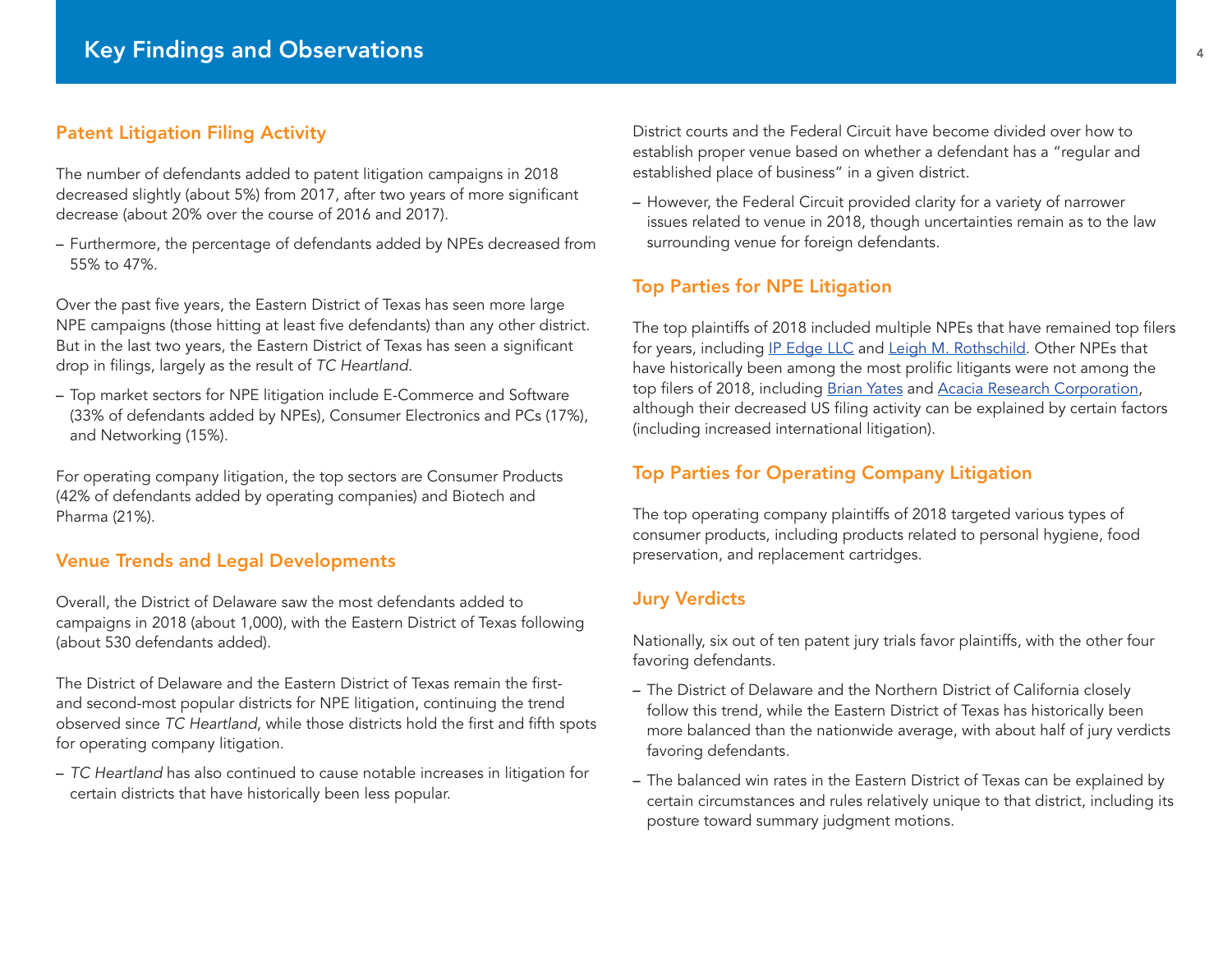# Key Findings and Observations

## Patent Litigation Filing Activity

The number of defendants added to patent litigation campaigns in 2018 decreased slightly (about 5%) from 2017, after two years of more significant decrease (about 20% over the course of 2016 and 2017).

– Furthermore, the percentage of defendants added by NPEs decreased from 55% to 47%.

Over the past five years, the Eastern District of Texas has seen more large NPE campaigns (those hitting at least five defendants) than any other district. But in the last two years, the Eastern District of Texas has seen a significant drop in filings, largely as the result of *TC Heartland*.

– Top market sectors for NPE litigation include E-Commerce and Software (33% of defendants added by NPEs), Consumer Electronics and PCs (17%), and Networking (15%).

For operating company litigation, the top sectors are Consumer Products (42% of defendants added by operating companies) and Biotech and Pharma (21%).

## Venue Trends and Legal Developments

Overall, the District of Delaware saw the most defendants added to campaigns in 2018 (about 1,000), with the Eastern District of Texas following (about 530 defendants added).

The District of Delaware and the Eastern District of Texas remain the first- and second-most popular districts for NPE litigation, continuing the trend observed since *TC Heartland*, while those districts hold the first and fifth spots for operating company litigation.

– *TC Heartland* has also continued to cause notable increases in litigation for certain districts that have historically been less popular.

District courts and the Federal Circuit have become divided over how to establish proper venue based on whether a defendant has a "regular and established place of business" in a given district.

– However, the Federal Circuit provided clarity for a variety of narrower issues related to venue in 2018, though uncertainties remain as to the law surrounding venue for foreign defendants.

## Top Parties for NPE Litigation

The top plaintiffs of 2018 included multiple NPEs that have remained top filers for years, including IP Edge LLC and Leigh M. Rothschild. Other NPEs that have historically been among the most prolific litigants were not among the top filers of 2018, including Brian Yates and Acacia Research Corporation, although their decreased US filing activity can be explained by certain factors (including increased international litigation).

## Top Parties for Operating Company Litigation

The top operating company plaintiffs of 2018 targeted various types of consumer products, including products related to personal hygiene, food preservation, and replacement cartridges.

## Jury Verdicts

Nationally, six out of ten patent jury trials favor plaintiffs, with the other four favoring defendants.

– The District of Delaware and the Northern District of California closely follow this trend, while the Eastern District of Texas has historically been more balanced than the nationwide average, with about half of jury verdicts favoring defendants.

– The balanced win rates in the Eastern District of Texas can be explained by certain circumstances and rules relatively unique to that district, including its posture toward summary judgment motions.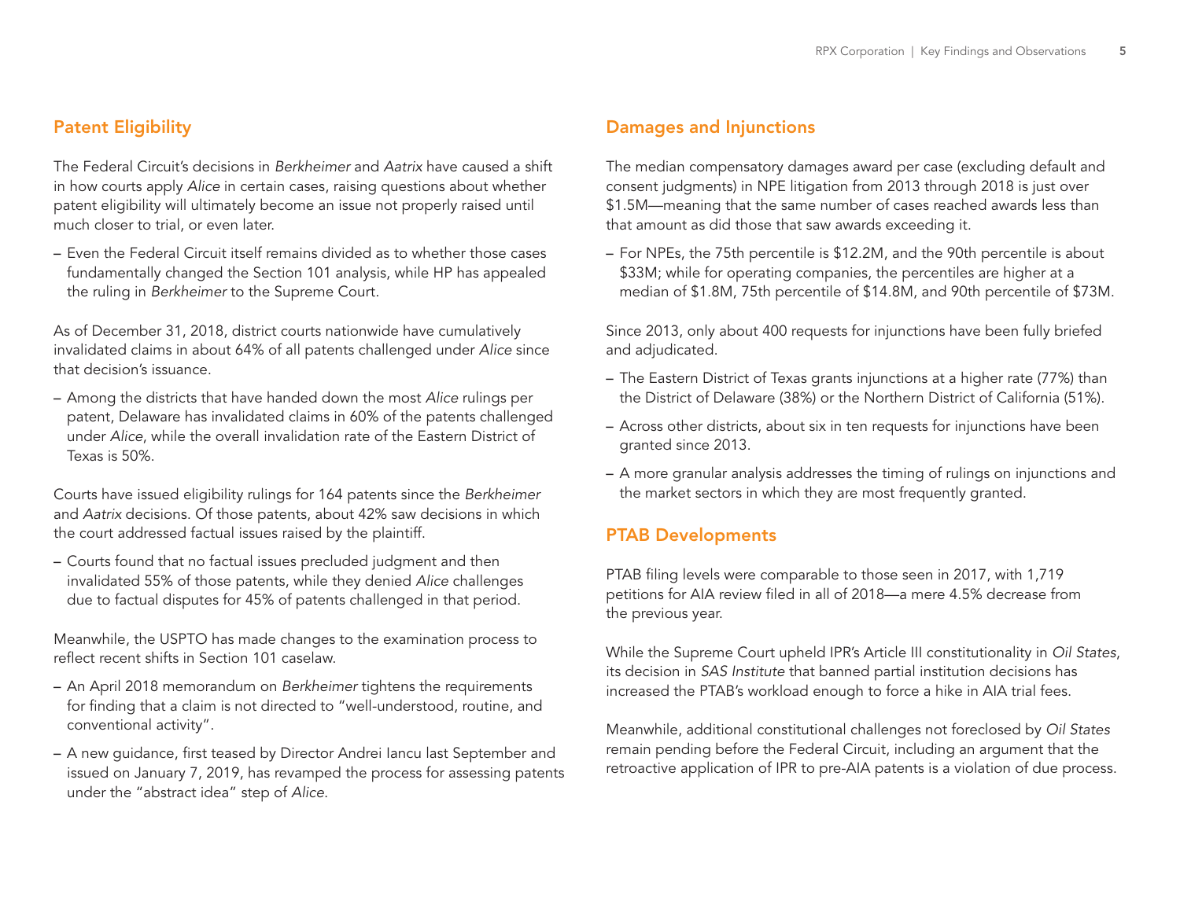## Patent Eligibility

The Federal Circuit's decisions in *Berkheimer* and *Aatrix* have caused a shift in how courts apply *Alice* in certain cases, raising questions about whether patent eligibility will ultimately become an issue not properly raised until much closer to trial, or even later.

- Even the Federal Circuit itself remains divided as to whether those cases fundamentally changed the Section 101 analysis, while HP has appealed the ruling in *Berkheimer* to the Supreme Court.

As of December 31, 2018, district courts nationwide have cumulatively invalidated claims in about 64% of all patents challenged under *Alice* since that decision's issuance.

- Among the districts that have handed down the most *Alice* rulings per patent, Delaware has invalidated claims in 60% of the patents challenged under *Alice*, while the overall invalidation rate of the Eastern District of Texas is 50%.

Courts have issued eligibility rulings for 164 patents since the *Berkheimer* and *Aatrix* decisions. Of those patents, about 42% saw decisions in which the court addressed factual issues raised by the plaintiff.

- Courts found that no factual issues precluded judgment and then invalidated 55% of those patents, while they denied *Alice* challenges due to factual disputes for 45% of patents challenged in that period.

Meanwhile, the USPTO has made changes to the examination process to reflect recent shifts in Section 101 caselaw.

- An April 2018 memorandum on *Berkheimer* tightens the requirements for finding that a claim is not directed to "well-understood, routine, and conventional activity".
- A new guidance, first teased by Director Andrei Iancu last September and issued on January 7, 2019, has revamped the process for assessing patents under the "abstract idea" step of *Alice*.

## Damages and Injunctions

The median compensatory damages award per case (excluding default and consent judgments) in NPE litigation from 2013 through 2018 is just over $1.5M—meaning that the same number of cases reached awards less than that amount as did those that saw awards exceeding it.

- For NPEs, the 75th percentile is $12.2M, and the 90th percentile is about $33M; while for operating companies, the percentiles are higher at a median of $1.8M, 75th percentile of $14.8M, and 90th percentile of $73M.

Since 2013, only about 400 requests for injunctions have been fully briefed and adjudicated.

- The Eastern District of Texas grants injunctions at a higher rate (77%) than the District of Delaware (38%) or the Northern District of California (51%).
- Across other districts, about six in ten requests for injunctions have been granted since 2013.
- A more granular analysis addresses the timing of rulings on injunctions and the market sectors in which they are most frequently granted.

## PTAB Developments

PTAB filing levels were comparable to those seen in 2017, with 1,719 petitions for AIA review filed in all of 2018—a mere 4.5% decrease from the previous year.

While the Supreme Court upheld IPR's Article III constitutionality in *Oil States*, its decision in *SAS Institute* that banned partial institution decisions has increased the PTAB's workload enough to force a hike in AIA trial fees.

Meanwhile, additional constitutional challenges not foreclosed by *Oil States* remain pending before the Federal Circuit, including an argument that the retroactive application of IPR to pre-AIA patents is a violation of due process.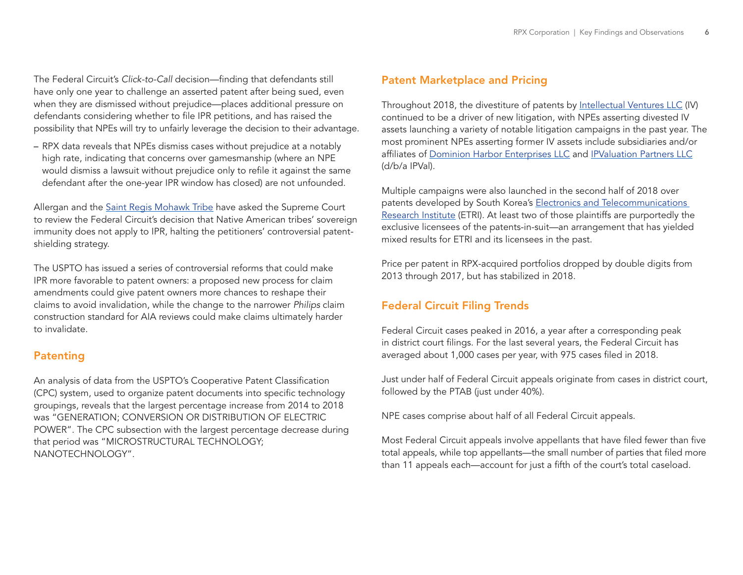The Federal Circuit's *Click-to-Call* decision—finding that defendants still have only one year to challenge an asserted patent after being sued, even when they are dismissed without prejudice—places additional pressure on defendants considering whether to file IPR petitions, and has raised the possibility that NPEs will try to unfairly leverage the decision to their advantage.

– RPX data reveals that NPEs dismiss cases without prejudice at a notably high rate, indicating that concerns over gamesmanship (where an NPE would dismiss a lawsuit without prejudice only to refile it against the same defendant after the one-year IPR window has closed) are not unfounded.

Allergan and the Saint Regis Mohawk Tribe have asked the Supreme Court to review the Federal Circuit's decision that Native American tribes' sovereign immunity does not apply to IPR, halting the petitioners' controversial patent-shielding strategy.

The USPTO has issued a series of controversial reforms that could make IPR more favorable to patent owners: a proposed new process for claim amendments could give patent owners more chances to reshape their claims to avoid invalidation, while the change to the narrower *Philips* claim construction standard for AIA reviews could make claims ultimately harder to invalidate.

## Patenting

An analysis of data from the USPTO's Cooperative Patent Classification (CPC) system, used to organize patent documents into specific technology groupings, reveals that the largest percentage increase from 2014 to 2018 was "GENERATION; CONVERSION OR DISTRIBUTION OF ELECTRIC POWER". The CPC subsection with the largest percentage decrease during that period was "MICROSTRUCTURAL TECHNOLOGY; NANOTECHNOLOGY".

## Patent Marketplace and Pricing

Throughout 2018, the divestiture of patents by Intellectual Ventures LLC (IV) continued to be a driver of new litigation, with NPEs asserting divested IV assets launching a variety of notable litigation campaigns in the past year. The most prominent NPEs asserting former IV assets include subsidiaries and/or affiliates of Dominion Harbor Enterprises LLC and IPValuation Partners LLC (d/b/a IPVal).

Multiple campaigns were also launched in the second half of 2018 over patents developed by South Korea's Electronics and Telecommunications Research Institute (ETRI). At least two of those plaintiffs are purportedly the exclusive licensees of the patents-in-suit—an arrangement that has yielded mixed results for ETRI and its licensees in the past.

Price per patent in RPX-acquired portfolios dropped by double digits from 2013 through 2017, but has stabilized in 2018.

## Federal Circuit Filing Trends

Federal Circuit cases peaked in 2016, a year after a corresponding peak in district court filings. For the last several years, the Federal Circuit has averaged about 1,000 cases per year, with 975 cases filed in 2018.

Just under half of Federal Circuit appeals originate from cases in district court, followed by the PTAB (just under 40%).

NPE cases comprise about half of all Federal Circuit appeals.

Most Federal Circuit appeals involve appellants that have filed fewer than five total appeals, while top appellants—the small number of parties that filed more than 11 appeals each—account for just a fifth of the court's total caseload.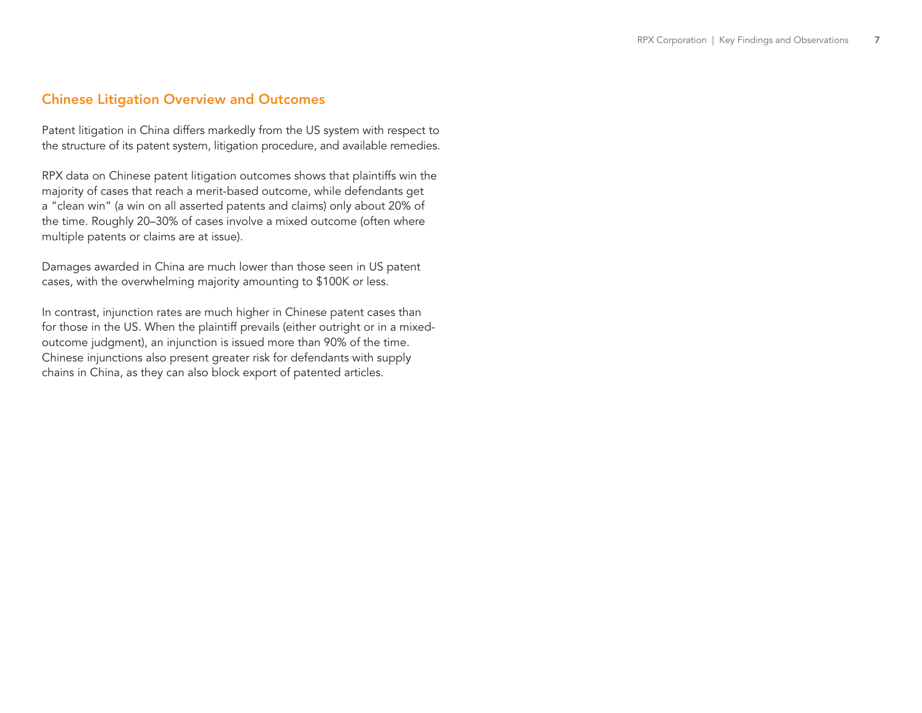## Chinese Litigation Overview and Outcomes

Patent litigation in China differs markedly from the US system with respect to the structure of its patent system, litigation procedure, and available remedies.

RPX data on Chinese patent litigation outcomes shows that plaintiffs win the majority of cases that reach a merit-based outcome, while defendants get a "clean win" (a win on all asserted patents and claims) only about 20% of the time. Roughly 20–30% of cases involve a mixed outcome (often where multiple patents or claims are at issue).

Damages awarded in China are much lower than those seen in US patent cases, with the overwhelming majority amounting to $100K or less.

In contrast, injunction rates are much higher in Chinese patent cases than for those in the US. When the plaintiff prevails (either outright or in a mixed-outcome judgment), an injunction is issued more than 90% of the time. Chinese injunctions also present greater risk for defendants with supply chains in China, as they can also block export of patented articles.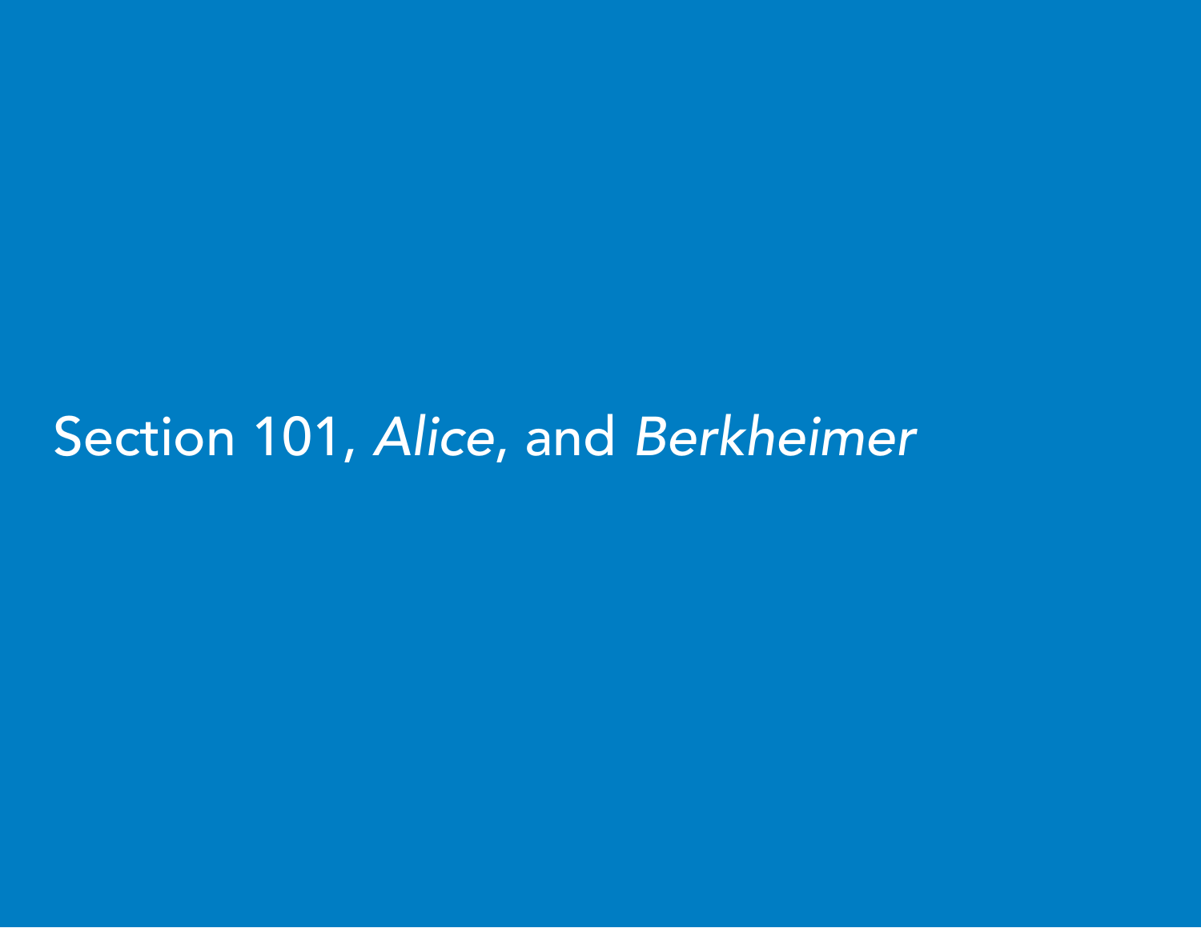# Section 101, *Alice*, and *Berkheimer*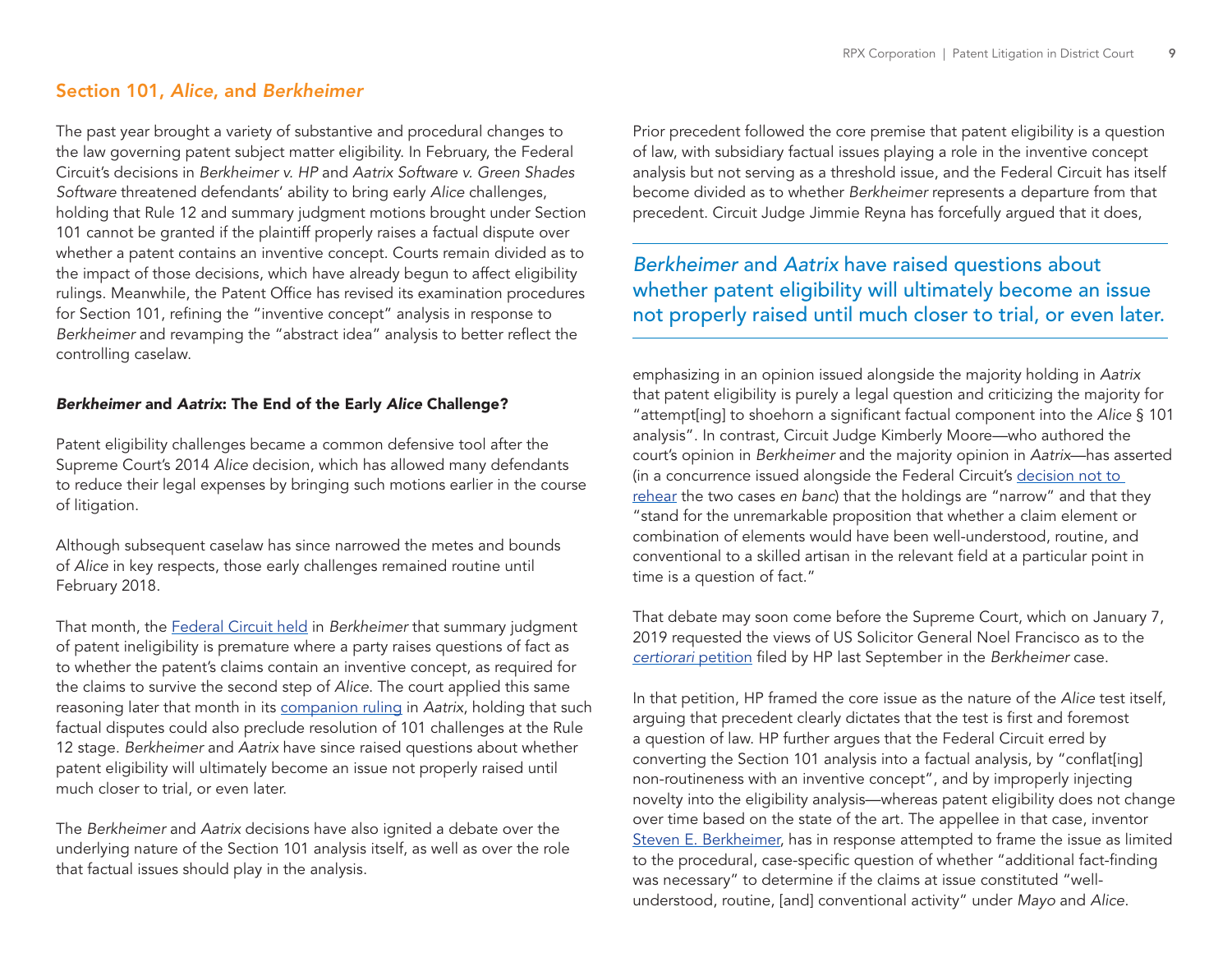## Section 101, *Alice*, and *Berkheimer*

The past year brought a variety of substantive and procedural changes to the law governing patent subject matter eligibility. In February, the Federal Circuit's decisions in *Berkheimer v. HP* and *Aatrix Software v. Green Shades Software* threatened defendants' ability to bring early *Alice* challenges, holding that Rule 12 and summary judgment motions brought under Section 101 cannot be granted if the plaintiff properly raises a factual dispute over whether a patent contains an inventive concept. Courts remain divided as to the impact of those decisions, which have already begun to affect eligibility rulings. Meanwhile, the Patent Office has revised its examination procedures for Section 101, refining the "inventive concept" analysis in response to *Berkheimer* and revamping the "abstract idea" analysis to better reflect the controlling caselaw.

### *Berkheimer* and *Aatrix*: The End of the Early *Alice* Challenge?

Patent eligibility challenges became a common defensive tool after the Supreme Court's 2014 *Alice* decision, which has allowed many defendants to reduce their legal expenses by bringing such motions earlier in the course of litigation.

Although subsequent caselaw has since narrowed the metes and bounds of *Alice* in key respects, those early challenges remained routine until February 2018.

That month, the Federal Circuit held in *Berkheimer* that summary judgment of patent ineligibility is premature where a party raises questions of fact as to whether the patent's claims contain an inventive concept, as required for the claims to survive the second step of *Alice*. The court applied this same reasoning later that month in its companion ruling in *Aatrix*, holding that such factual disputes could also preclude resolution of 101 challenges at the Rule 12 stage. *Berkheimer* and *Aatrix* have since raised questions about whether patent eligibility will ultimately become an issue not properly raised until much closer to trial, or even later.

The *Berkheimer* and *Aatrix* decisions have also ignited a debate over the underlying nature of the Section 101 analysis itself, as well as over the role that factual issues should play in the analysis.

Prior precedent followed the core premise that patent eligibility is a question of law, with subsidiary factual issues playing a role in the inventive concept analysis but not serving as a threshold issue, and the Federal Circuit has itself become divided as to whether *Berkheimer* represents a departure from that precedent. Circuit Judge Jimmie Reyna has forcefully argued that it does, emphasizing in an opinion issued alongside the majority holding in *Aatrix* that patent eligibility is purely a legal question and criticizing the majority for "attempt[ing] to shoehorn a significant factual component into the *Alice* § 101 analysis". In contrast, Circuit Judge Kimberly Moore—who authored the court's opinion in *Berkheimer* and the majority opinion in *Aatrix*—has asserted (in a concurrence issued alongside the Federal Circuit's decision not to rehear the two cases *en banc*) that the holdings are "narrow" and that they "stand for the unremarkable proposition that whether a claim element or combination of elements would have been well-understood, routine, and conventional to a skilled artisan in the relevant field at a particular point in time is a question of fact."

> *Berkheimer* and *Aatrix* have raised questions about whether patent eligibility will ultimately become an issue not properly raised until much closer to trial, or even later.

That debate may soon come before the Supreme Court, which on January 7, 2019 requested the views of US Solicitor General Noel Francisco as to the *certiorari* petition filed by HP last September in the *Berkheimer* case.

In that petition, HP framed the core issue as the nature of the *Alice* test itself, arguing that precedent clearly dictates that the test is first and foremost a question of law. HP further argues that the Federal Circuit erred by converting the Section 101 analysis into a factual analysis, by "conflat[ing] non-routineness with an inventive concept", and by improperly injecting novelty into the eligibility analysis—whereas patent eligibility does not change over time based on the state of the art. The appellee in that case, inventor Steven E. Berkheimer, has in response attempted to frame the issue as limited to the procedural, case-specific question of whether "additional fact-finding was necessary" to determine if the claims at issue constituted "well-understood, routine, [and] conventional activity" under *Mayo* and *Alice*.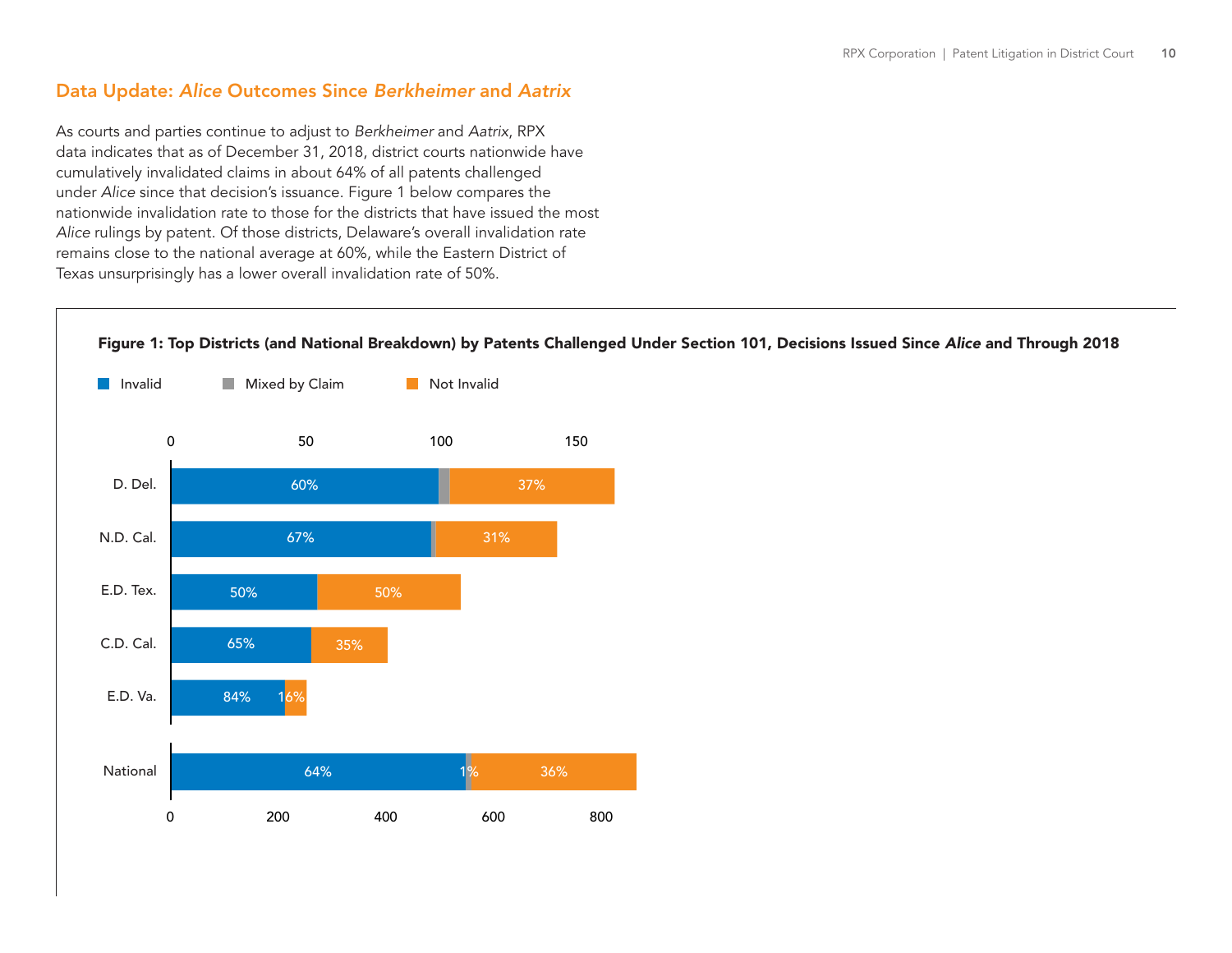## Data Update: *Alice* Outcomes Since *Berkheimer* and *Aatrix*

As courts and parties continue to adjust to *Berkheimer* and *Aatrix*, RPX data indicates that as of December 31, 2018, district courts nationwide have cumulatively invalidated claims in about 64% of all patents challenged under *Alice* since that decision's issuance. Figure 1 below compares the nationwide invalidation rate to those for the districts that have issued the most *Alice* rulings by patent. Of those districts, Delaware's overall invalidation rate remains close to the national average at 60%, while the Eastern District of Texas unsurprisingly has a lower overall invalidation rate of 50%.

**Figure 1: Top Districts (and National Breakdown) by Patents Challenged Under Section 101, Decisions Issued Since *Alice* and Through 2018**

| District | Invalid | Mixed by Claim | Not Invalid |
|---|---|---|---|
| D. Del. | 60% | | 37% |
| N.D. Cal. | 67% | | 31% |
| E.D. Tex. | 50% | | 50% |
| C.D. Cal. | 65% | | 35% |
| E.D. Va. | 84% | | 16% |
| National | 64% | 1% | 36% |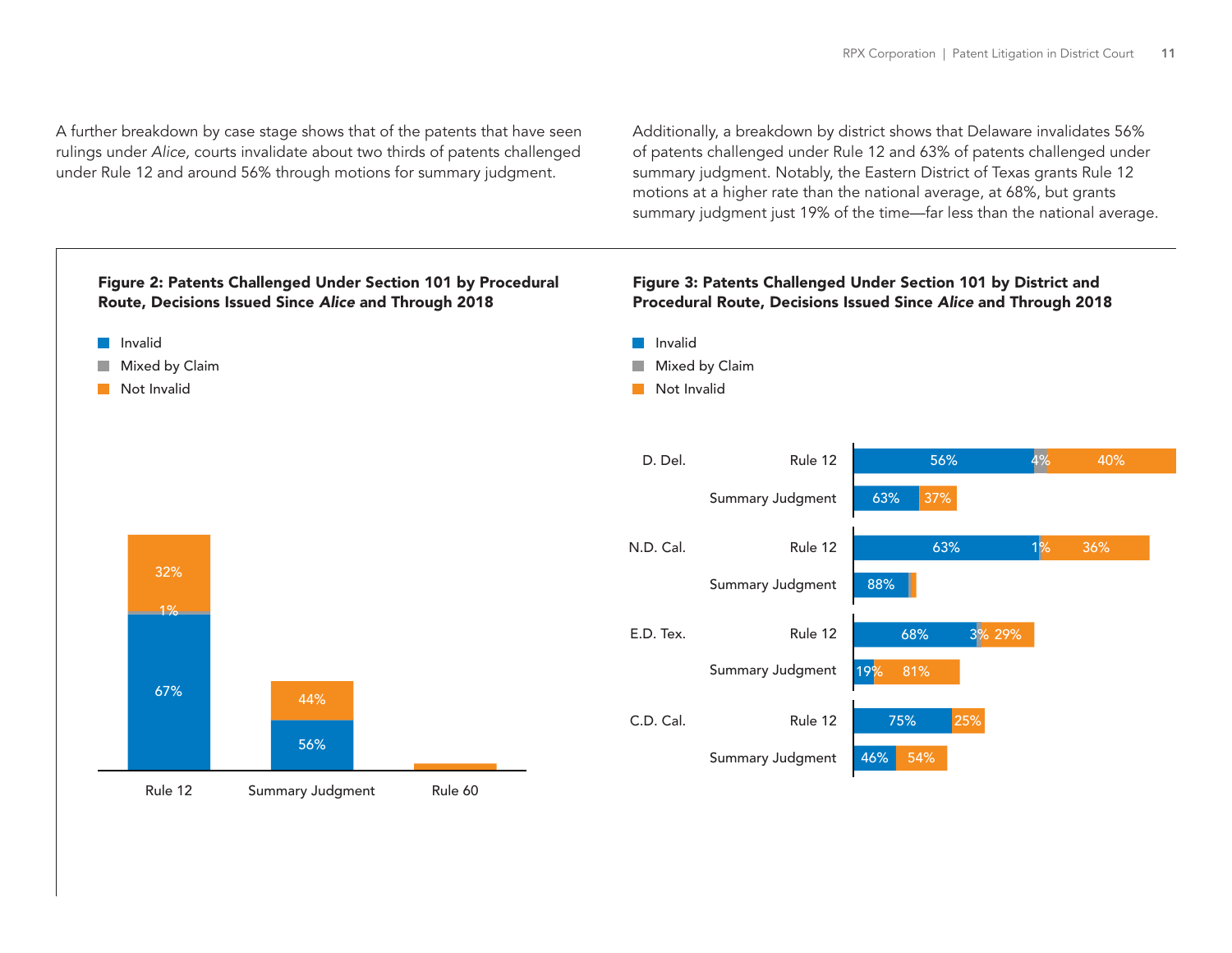A further breakdown by case stage shows that of the patents that have seen rulings under *Alice*, courts invalidate about two thirds of patents challenged under Rule 12 and around 56% through motions for summary judgment.

Additionally, a breakdown by district shows that Delaware invalidates 56% of patents challenged under Rule 12 and 63% of patents challenged under summary judgment. Notably, the Eastern District of Texas grants Rule 12 motions at a higher rate than the national average, at 68%, but grants summary judgment just 19% of the time—far less than the national average.

**Figure 2: Patents Challenged Under Section 101 by Procedural Route, Decisions Issued Since *Alice* and Through 2018**

| Procedural Route | Invalid | Mixed by Claim | Not Invalid |
| --- | --- | --- | --- |
| Rule 12 | 67% | 1% | 32% |
| Summary Judgment | 56% | | 44% |
| Rule 60 | | | |

**Figure 3: Patents Challenged Under Section 101 by District and Procedural Route, Decisions Issued Since *Alice* and Through 2018**

| District | Procedural Route | Invalid | Mixed by Claim | Not Invalid |
| --- | --- | --- | --- | --- |
| D. Del. | Rule 12 | 56% | 4% | 40% |
| | Summary Judgment | 63% | | 37% |
| N.D. Cal. | Rule 12 | 63% | 1% | 36% |
| | Summary Judgment | 88% | | |
| E.D. Tex. | Rule 12 | 68% | 3% | 29% |
| | Summary Judgment | 19% | | 81% |
| C.D. Cal. | Rule 12 | 75% | | 25% |
| | Summary Judgment | 46% | | 54% |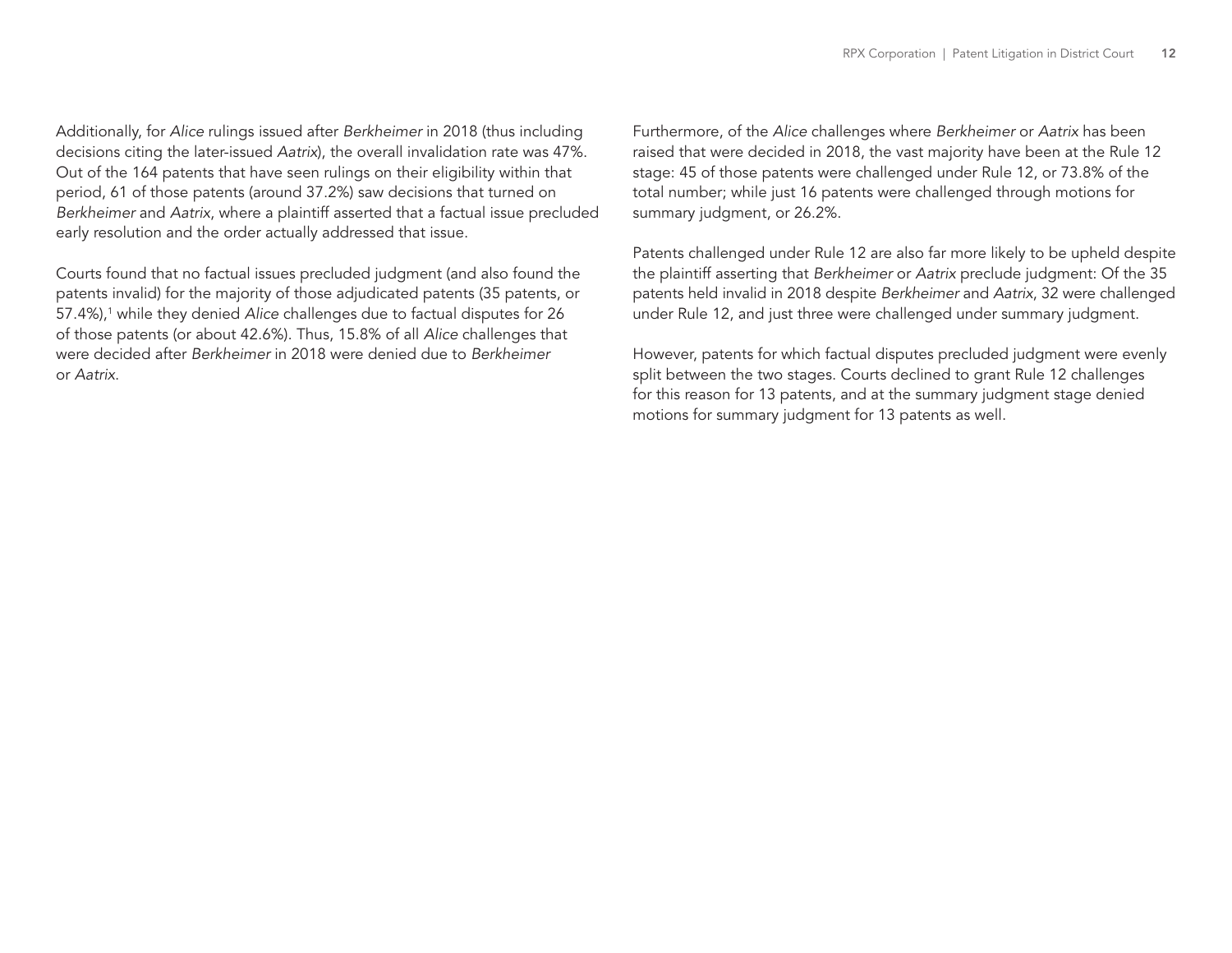Additionally, for *Alice* rulings issued after *Berkheimer* in 2018 (thus including decisions citing the later-issued *Aatrix*), the overall invalidation rate was 47%. Out of the 164 patents that have seen rulings on their eligibility within that period, 61 of those patents (around 37.2%) saw decisions that turned on *Berkheimer* and *Aatrix*, where a plaintiff asserted that a factual issue precluded early resolution and the order actually addressed that issue.

Courts found that no factual issues precluded judgment (and also found the patents invalid) for the majority of those adjudicated patents (35 patents, or 57.4%),[1] while they denied *Alice* challenges due to factual disputes for 26 of those patents (or about 42.6%). Thus, 15.8% of all *Alice* challenges that were decided after *Berkheimer* in 2018 were denied due to *Berkheimer* or *Aatrix*.

Furthermore, of the *Alice* challenges where *Berkheimer* or *Aatrix* has been raised that were decided in 2018, the vast majority have been at the Rule 12 stage: 45 of those patents were challenged under Rule 12, or 73.8% of the total number; while just 16 patents were challenged through motions for summary judgment, or 26.2%.

Patents challenged under Rule 12 are also far more likely to be upheld despite the plaintiff asserting that *Berkheimer* or *Aatrix* preclude judgment: Of the 35 patents held invalid in 2018 despite *Berkheimer* and *Aatrix*, 32 were challenged under Rule 12, and just three were challenged under summary judgment.

However, patents for which factual disputes precluded judgment were evenly split between the two stages. Courts declined to grant Rule 12 challenges for this reason for 13 patents, and at the summary judgment stage denied motions for summary judgment for 13 patents as well.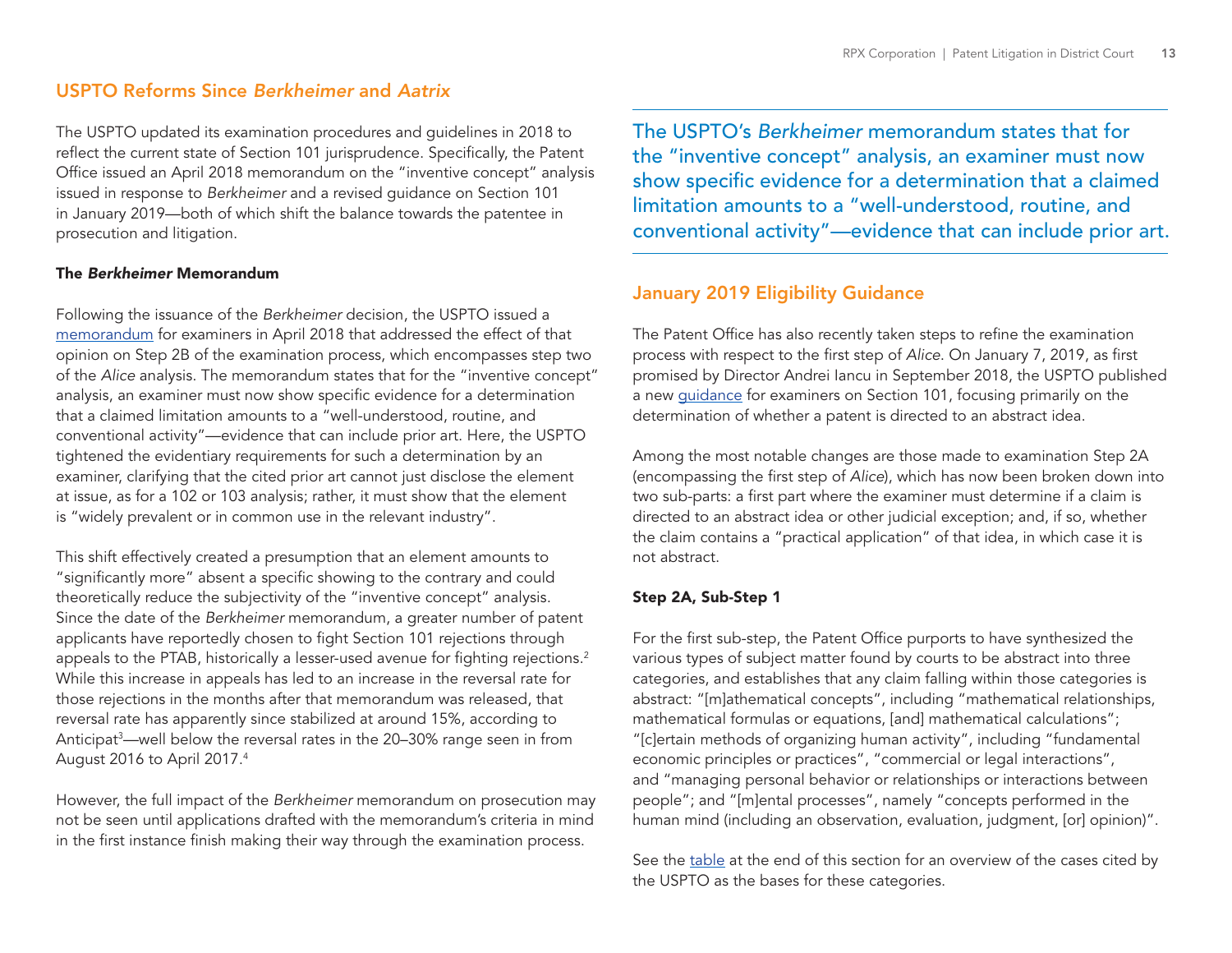## USPTO Reforms Since *Berkheimer* and *Aatrix*

The USPTO updated its examination procedures and guidelines in 2018 to reflect the current state of Section 101 jurisprudence. Specifically, the Patent Office issued an April 2018 memorandum on the "inventive concept" analysis issued in response to *Berkheimer* and a revised guidance on Section 101 in January 2019—both of which shift the balance towards the patentee in prosecution and litigation.

### The *Berkheimer* Memorandum

Following the issuance of the *Berkheimer* decision, the USPTO issued a memorandum for examiners in April 2018 that addressed the effect of that opinion on Step 2B of the examination process, which encompasses step two of the *Alice* analysis. The memorandum states that for the "inventive concept" analysis, an examiner must now show specific evidence for a determination that a claimed limitation amounts to a "well-understood, routine, and conventional activity"—evidence that can include prior art. Here, the USPTO tightened the evidentiary requirements for such a determination by an examiner, clarifying that the cited prior art cannot just disclose the element at issue, as for a 102 or 103 analysis; rather, it must show that the element is "widely prevalent or in common use in the relevant industry".

This shift effectively created a presumption that an element amounts to "significantly more" absent a specific showing to the contrary and could theoretically reduce the subjectivity of the "inventive concept" analysis. Since the date of the *Berkheimer* memorandum, a greater number of patent applicants have reportedly chosen to fight Section 101 rejections through appeals to the PTAB, historically a lesser-used avenue for fighting rejections.[2] While this increase in appeals has led to an increase in the reversal rate for those rejections in the months after that memorandum was released, that reversal rate has apparently since stabilized at around 15%, according to Anticipat[3]—well below the reversal rates in the 20–30% range seen in from August 2016 to April 2017.[4]

However, the full impact of the *Berkheimer* memorandum on prosecution may not be seen until applications drafted with the memorandum's criteria in mind in the first instance finish making their way through the examination process.

> The USPTO's *Berkheimer* memorandum states that for the "inventive concept" analysis, an examiner must now show specific evidence for a determination that a claimed limitation amounts to a "well-understood, routine, and conventional activity"—evidence that can include prior art.

## January 2019 Eligibility Guidance

The Patent Office has also recently taken steps to refine the examination process with respect to the first step of *Alice*. On January 7, 2019, as first promised by Director Andrei Iancu in September 2018, the USPTO published a new guidance for examiners on Section 101, focusing primarily on the determination of whether a patent is directed to an abstract idea.

Among the most notable changes are those made to examination Step 2A (encompassing the first step of *Alice*), which has now been broken down into two sub-parts: a first part where the examiner must determine if a claim is directed to an abstract idea or other judicial exception; and, if so, whether the claim contains a "practical application" of that idea, in which case it is not abstract.

### Step 2A, Sub-Step 1

For the first sub-step, the Patent Office purports to have synthesized the various types of subject matter found by courts to be abstract into three categories, and establishes that any claim falling within those categories is abstract: "[m]athematical concepts", including "mathematical relationships, mathematical formulas or equations, [and] mathematical calculations"; "[c]ertain methods of organizing human activity", including "fundamental economic principles or practices", "commercial or legal interactions", and "managing personal behavior or relationships or interactions between people"; and "[m]ental processes", namely "concepts performed in the human mind (including an observation, evaluation, judgment, [or] opinion)".

See the table at the end of this section for an overview of the cases cited by the USPTO as the bases for these categories.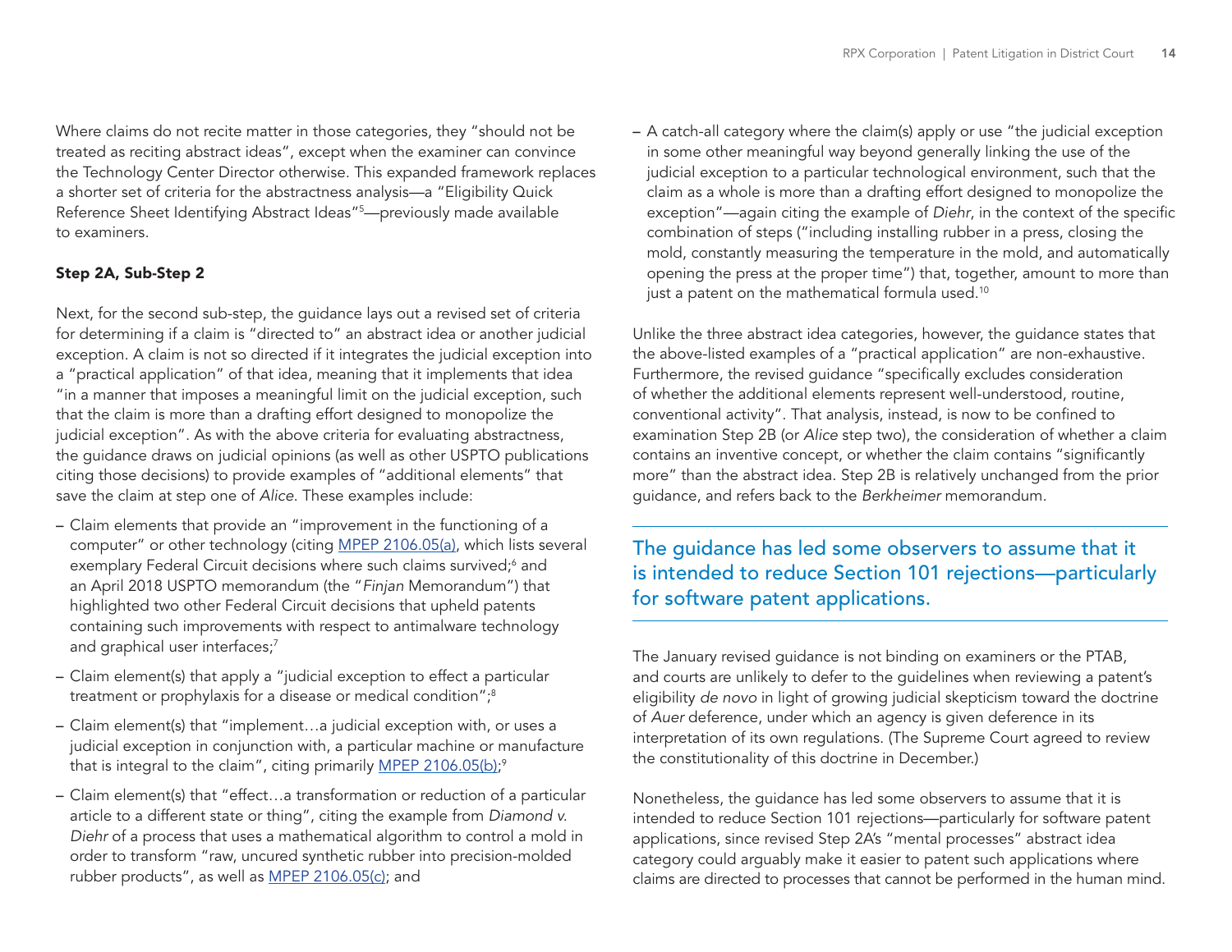Where claims do not recite matter in those categories, they "should not be treated as reciting abstract ideas", except when the examiner can convince the Technology Center Director otherwise. This expanded framework replaces a shorter set of criteria for the abstractness analysis—a "Eligibility Quick Reference Sheet Identifying Abstract Ideas"[5]—previously made available to examiners.

**Step 2A, Sub-Step 2**

Next, for the second sub-step, the guidance lays out a revised set of criteria for determining if a claim is "directed to" an abstract idea or another judicial exception. A claim is not so directed if it integrates the judicial exception into a "practical application" of that idea, meaning that it implements that idea "in a manner that imposes a meaningful limit on the judicial exception, such that the claim is more than a drafting effort designed to monopolize the judicial exception". As with the above criteria for evaluating abstractness, the guidance draws on judicial opinions (as well as other USPTO publications citing those decisions) to provide examples of "additional elements" that save the claim at step one of *Alice*. These examples include:

- Claim elements that provide an "improvement in the functioning of a computer" or other technology (citing MPEP 2106.05(a), which lists several exemplary Federal Circuit decisions where such claims survived;[6] and an April 2018 USPTO memorandum (the "*Finjan* Memorandum") that highlighted two other Federal Circuit decisions that upheld patents containing such improvements with respect to antimalware technology and graphical user interfaces;[7]
- Claim element(s) that apply a "judicial exception to effect a particular treatment or prophylaxis for a disease or medical condition";[8]
- Claim element(s) that "implement…a judicial exception with, or uses a judicial exception in conjunction with, a particular machine or manufacture that is integral to the claim", citing primarily MPEP 2106.05(b);[9]
- Claim element(s) that "effect…a transformation or reduction of a particular article to a different state or thing", citing the example from *Diamond v. Diehr* of a process that uses a mathematical algorithm to control a mold in order to transform "raw, uncured synthetic rubber into precision-molded rubber products", as well as MPEP 2106.05(c); and
- A catch-all category where the claim(s) apply or use "the judicial exception in some other meaningful way beyond generally linking the use of the judicial exception to a particular technological environment, such that the claim as a whole is more than a drafting effort designed to monopolize the exception"—again citing the example of *Diehr*, in the context of the specific combination of steps ("including installing rubber in a press, closing the mold, constantly measuring the temperature in the mold, and automatically opening the press at the proper time") that, together, amount to more than just a patent on the mathematical formula used.[10]

Unlike the three abstract idea categories, however, the guidance states that the above-listed examples of a "practical application" are non-exhaustive. Furthermore, the revised guidance "specifically excludes consideration of whether the additional elements represent well-understood, routine, conventional activity". That analysis, instead, is now to be confined to examination Step 2B (or *Alice* step two), the consideration of whether a claim contains an inventive concept, or whether the claim contains "significantly more" than the abstract idea. Step 2B is relatively unchanged from the prior guidance, and refers back to the *Berkheimer* memorandum.

> The guidance has led some observers to assume that it is intended to reduce Section 101 rejections—particularly for software patent applications.

The January revised guidance is not binding on examiners or the PTAB, and courts are unlikely to defer to the guidelines when reviewing a patent's eligibility *de novo* in light of growing judicial skepticism toward the doctrine of *Auer* deference, under which an agency is given deference in its interpretation of its own regulations. (The Supreme Court agreed to review the constitutionality of this doctrine in December.)

Nonetheless, the guidance has led some observers to assume that it is intended to reduce Section 101 rejections—particularly for software patent applications, since revised Step 2A's "mental processes" abstract idea category could arguably make it easier to patent such applications where claims are directed to processes that cannot be performed in the human mind.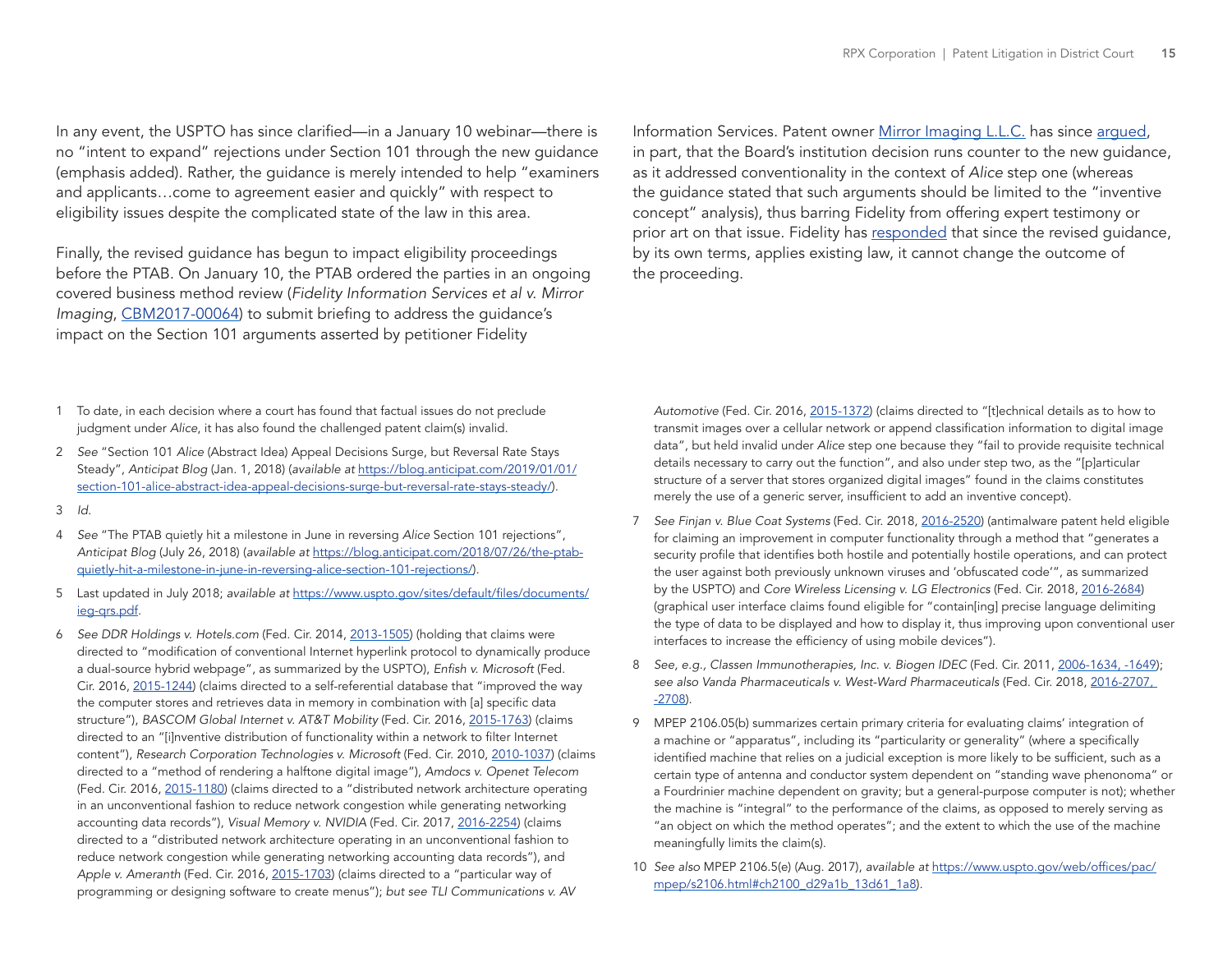In any event, the USPTO has since clarified—in a January 10 webinar—there is no "intent to expand" rejections under Section 101 through the new guidance (emphasis added). Rather, the guidance is merely intended to help "examiners and applicants…come to agreement easier and quickly" with respect to eligibility issues despite the complicated state of the law in this area.

Finally, the revised guidance has begun to impact eligibility proceedings before the PTAB. On January 10, the PTAB ordered the parties in an ongoing covered business method review (*Fidelity Information Services et al v. Mirror Imaging*, CBM2017-00064) to submit briefing to address the guidance's impact on the Section 101 arguments asserted by petitioner Fidelity Information Services. Patent owner Mirror Imaging L.L.C. has since argued, in part, that the Board's institution decision runs counter to the new guidance, as it addressed conventionality in the context of *Alice* step one (whereas the guidance stated that such arguments should be limited to the "inventive concept" analysis), thus barring Fidelity from offering expert testimony or prior art on that issue. Fidelity has responded that since the revised guidance, by its own terms, applies existing law, it cannot change the outcome of the proceeding.

1 To date, in each decision where a court has found that factual issues do not preclude judgment under *Alice*, it has also found the challenged patent claim(s) invalid.

2 *See* "Section 101 *Alice* (Abstract Idea) Appeal Decisions Surge, but Reversal Rate Stays Steady", *Anticipat Blog* (Jan. 1, 2018) (*available at* https://blog.anticipat.com/2019/01/01/section-101-alice-abstract-idea-appeal-decisions-surge-but-reversal-rate-stays-steady/).

3 *Id.*

4 *See* "The PTAB quietly hit a milestone in June in reversing *Alice* Section 101 rejections", *Anticipat Blog* (July 26, 2018) (*available at* https://blog.anticipat.com/2018/07/26/the-ptab-quietly-hit-a-milestone-in-june-in-reversing-alice-section-101-rejections/).

5 Last updated in July 2018; *available at* https://www.uspto.gov/sites/default/files/documents/ieg-qrs.pdf.

6 *See DDR Holdings v. Hotels.com* (Fed. Cir. 2014, 2013-1505) (holding that claims were directed to "modification of conventional Internet hyperlink protocol to dynamically produce a dual-source hybrid webpage", as summarized by the USPTO), *Enfish v. Microsoft* (Fed. Cir. 2016, 2015-1244) (claims directed to a self-referential database that "improved the way the computer stores and retrieves data in memory in combination with [a] specific data structure"), *BASCOM Global Internet v. AT&T Mobility* (Fed. Cir. 2016, 2015-1763) (claims directed to an "[i]nventive distribution of functionality within a network to filter Internet content"), *Research Corporation Technologies v. Microsoft* (Fed. Cir. 2010, 2010-1037) (claims directed to a "method of rendering a halftone digital image"), *Amdocs v. Openet Telecom* (Fed. Cir. 2016, 2015-1180) (claims directed to a "distributed network architecture operating in an unconventional fashion to reduce network congestion while generating networking accounting data records"), *Visual Memory v. NVIDIA* (Fed. Cir. 2017, 2016-2254) (claims directed to a "distributed network architecture operating in an unconventional fashion to reduce network congestion while generating networking accounting data records"), and *Apple v. Ameranth* (Fed. Cir. 2016, 2015-1703) (claims directed to a "particular way of programming or designing software to create menus"); *but see TLI Communications v. AV Automotive* (Fed. Cir. 2016, 2015-1372) (claims directed to "[t]echnical details as to how to transmit images over a cellular network or append classification information to digital image data", but held invalid under *Alice* step one because they "fail to provide requisite technical details necessary to carry out the function", and also under step two, as the "[p]articular structure of a server that stores organized digital images" found in the claims constitutes merely the use of a generic server, insufficient to add an inventive concept).

7 *See Finjan v. Blue Coat Systems* (Fed. Cir. 2018, 2016-2520) (antimalware patent held eligible for claiming an improvement in computer functionality through a method that "generates a security profile that identifies both hostile and potentially hostile operations, and can protect the user against both previously unknown viruses and 'obfuscated code'", as summarized by the USPTO) and *Core Wireless Licensing v. LG Electronics* (Fed. Cir. 2018, 2016-2684) (graphical user interface claims found eligible for "contain[ing] precise language delimiting the type of data to be displayed and how to display it, thus improving upon conventional user interfaces to increase the efficiency of using mobile devices").

8 *See, e.g., Classen Immunotherapies, Inc. v. Biogen IDEC* (Fed. Cir. 2011, 2006-1634, -1649); *see also Vanda Pharmaceuticals v. West-Ward Pharmaceuticals* (Fed. Cir. 2018, 2016-2707, -2708).

9 MPEP 2106.05(b) summarizes certain primary criteria for evaluating claims' integration of a machine or "apparatus", including its "particularity or generality" (where a specifically identified machine that relies on a judicial exception is more likely to be sufficient, such as a certain type of antenna and conductor system dependent on "standing wave phenonoma" or a Fourdrinier machine dependent on gravity; but a general-purpose computer is not); whether the machine is "integral" to the performance of the claims, as opposed to merely serving as "an object on which the method operates"; and the extent to which the use of the machine meaningfully limits the claim(s).

10 *See also* MPEP 2106.5(e) (Aug. 2017), *available at* https://www.uspto.gov/web/offices/pac/mpep/s2106.html#ch2100_d29a1b_13d61_1a8).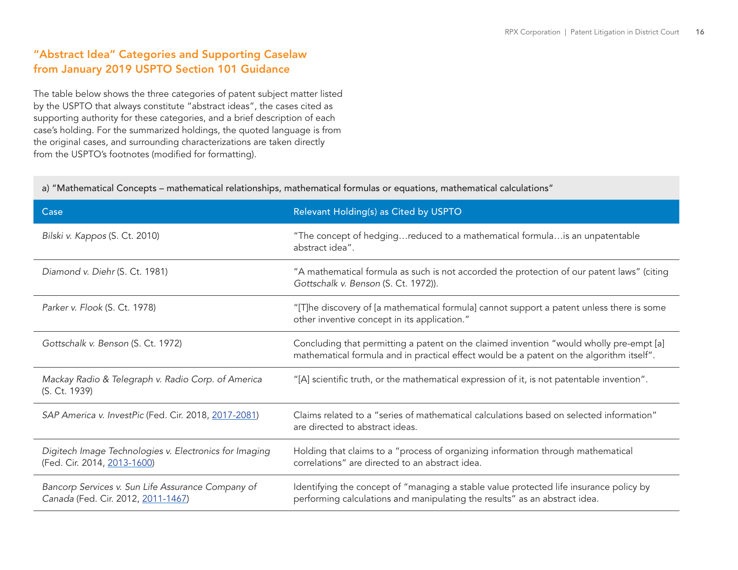## "Abstract Idea" Categories and Supporting Caselaw from January 2019 USPTO Section 101 Guidance

The table below shows the three categories of patent subject matter listed by the USPTO that always constitute "abstract ideas", the cases cited as supporting authority for these categories, and a brief description of each case's holding. For the summarized holdings, the quoted language is from the original cases, and surrounding characterizations are taken directly from the USPTO's footnotes (modified for formatting).

a) "Mathematical Concepts – mathematical relationships, mathematical formulas or equations, mathematical calculations"

| Case | Relevant Holding(s) as Cited by USPTO |
|---|---|
| *Bilski v. Kappos* (S. Ct. 2010) | "The concept of hedging…reduced to a mathematical formula…is an unpatentable abstract idea". |
| *Diamond v. Diehr* (S. Ct. 1981) | "A mathematical formula as such is not accorded the protection of our patent laws" (citing *Gottschalk v. Benson* (S. Ct. 1972)). |
| *Parker v. Flook* (S. Ct. 1978) | "[T]he discovery of [a mathematical formula] cannot support a patent unless there is some other inventive concept in its application." |
| *Gottschalk v. Benson* (S. Ct. 1972) | Concluding that permitting a patent on the claimed invention "would wholly pre-empt [a] mathematical formula and in practical effect would be a patent on the algorithm itself". |
| *Mackay Radio & Telegraph v. Radio Corp. of America* (S. Ct. 1939) | "[A] scientific truth, or the mathematical expression of it, is not patentable invention". |
| *SAP America v. InvestPic* (Fed. Cir. 2018, 2017-2081) | Claims related to a "series of mathematical calculations based on selected information" are directed to abstract ideas. |
| *Digitech Image Technologies v. Electronics for Imaging* (Fed. Cir. 2014, 2013-1600) | Holding that claims to a "process of organizing information through mathematical correlations" are directed to an abstract idea. |
| *Bancorp Services v. Sun Life Assurance Company of Canada* (Fed. Cir. 2012, 2011-1467) | Identifying the concept of "managing a stable value protected life insurance policy by performing calculations and manipulating the results" as an abstract idea. |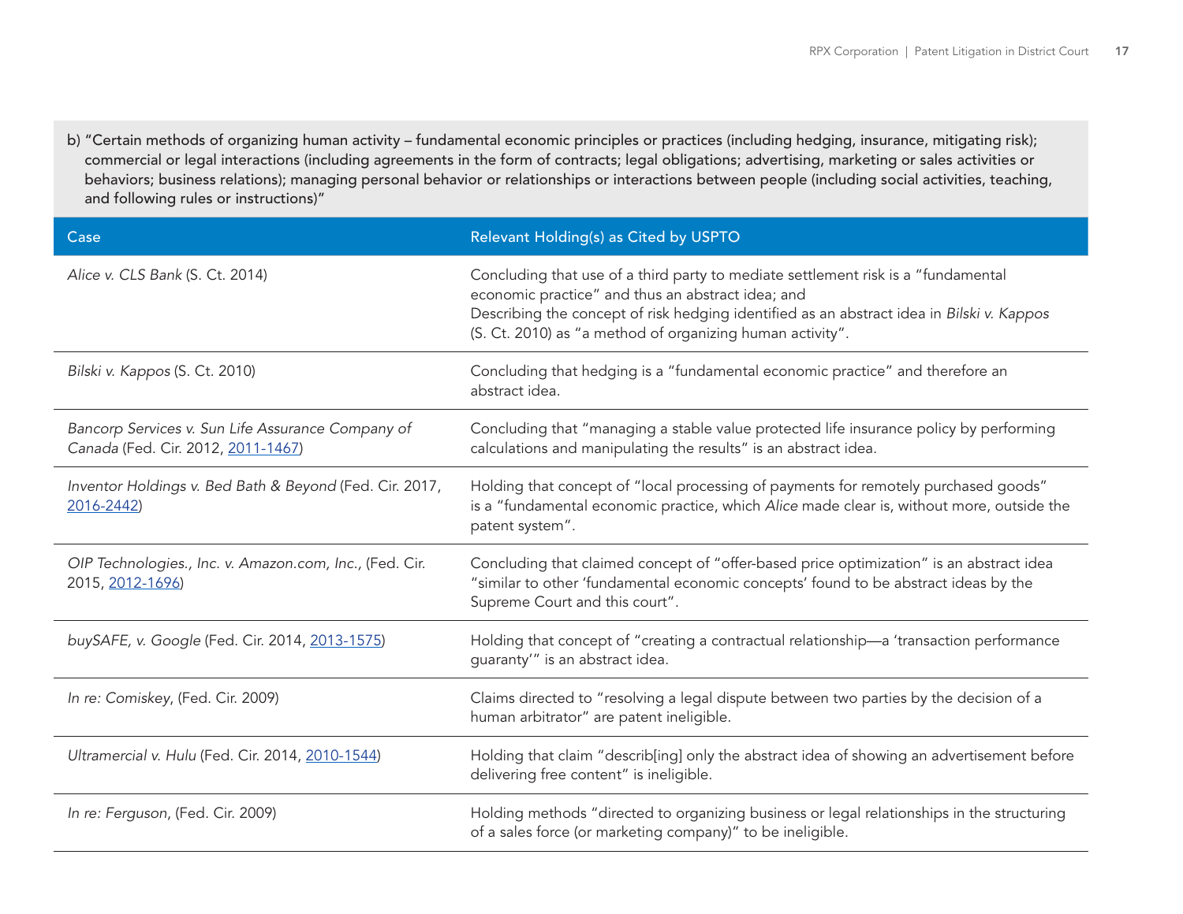b) "Certain methods of organizing human activity – fundamental economic principles or practices (including hedging, insurance, mitigating risk); commercial or legal interactions (including agreements in the form of contracts; legal obligations; advertising, marketing or sales activities or behaviors; business relations); managing personal behavior or relationships or interactions between people (including social activities, teaching, and following rules or instructions)"

| Case | Relevant Holding(s) as Cited by USPTO |
|---|---|
| *Alice v. CLS Bank* (S. Ct. 2014) | Concluding that use of a third party to mediate settlement risk is a "fundamental economic practice" and thus an abstract idea; and Describing the concept of risk hedging identified as an abstract idea in *Bilski v. Kappos* (S. Ct. 2010) as "a method of organizing human activity". |
| *Bilski v. Kappos* (S. Ct. 2010) | Concluding that hedging is a "fundamental economic practice" and therefore an abstract idea. |
| *Bancorp Services v. Sun Life Assurance Company of Canada* (Fed. Cir. 2012, 2011-1467) | Concluding that "managing a stable value protected life insurance policy by performing calculations and manipulating the results" is an abstract idea. |
| *Inventor Holdings v. Bed Bath & Beyond* (Fed. Cir. 2017, 2016-2442) | Holding that concept of "local processing of payments for remotely purchased goods" is a "fundamental economic practice, which *Alice* made clear is, without more, outside the patent system". |
| *OIP Technologies., Inc. v. Amazon.com, Inc.*, (Fed. Cir. 2015, 2012-1696) | Concluding that claimed concept of "offer-based price optimization" is an abstract idea "similar to other 'fundamental economic concepts' found to be abstract ideas by the Supreme Court and this court". |
| *buySAFE, v. Google* (Fed. Cir. 2014, 2013-1575) | Holding that concept of "creating a contractual relationship—a 'transaction performance guaranty'" is an abstract idea. |
| *In re: Comiskey*, (Fed. Cir. 2009) | Claims directed to "resolving a legal dispute between two parties by the decision of a human arbitrator" are patent ineligible. |
| *Ultramercial v. Hulu* (Fed. Cir. 2014, 2010-1544) | Holding that claim "describ[ing] only the abstract idea of showing an advertisement before delivering free content" is ineligible. |
| *In re: Ferguson*, (Fed. Cir. 2009) | Holding methods "directed to organizing business or legal relationships in the structuring of a sales force (or marketing company)" to be ineligible. |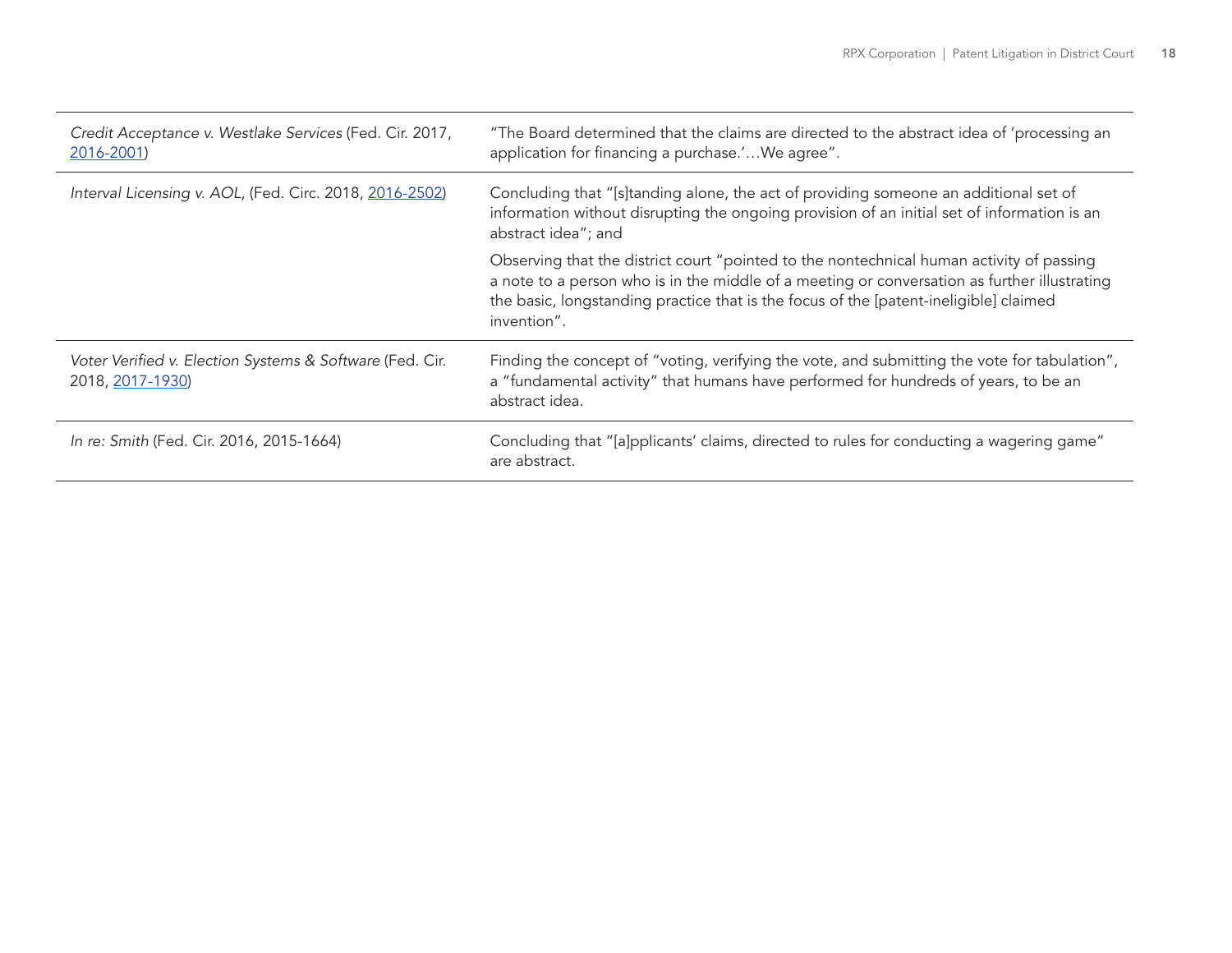| | |
|---|---|
| *Credit Acceptance v. Westlake Services* (Fed. Cir. 2017, 2016-2001) | "The Board determined that the claims are directed to the abstract idea of 'processing an application for financing a purchase.'…We agree". |
| *Interval Licensing v. AOL*, (Fed. Circ. 2018, 2016-2502) | Concluding that "[s]tanding alone, the act of providing someone an additional set of information without disrupting the ongoing provision of an initial set of information is an abstract idea"; and<br><br>Observing that the district court "pointed to the nontechnical human activity of passing a note to a person who is in the middle of a meeting or conversation as further illustrating the basic, longstanding practice that is the focus of the [patent-ineligible] claimed invention". |
| *Voter Verified v. Election Systems & Software* (Fed. Cir. 2018, 2017-1930) | Finding the concept of "voting, verifying the vote, and submitting the vote for tabulation", a "fundamental activity" that humans have performed for hundreds of years, to be an abstract idea. |
| *In re: Smith* (Fed. Cir. 2016, 2015-1664) | Concluding that "[a]pplicants' claims, directed to rules for conducting a wagering game" are abstract. |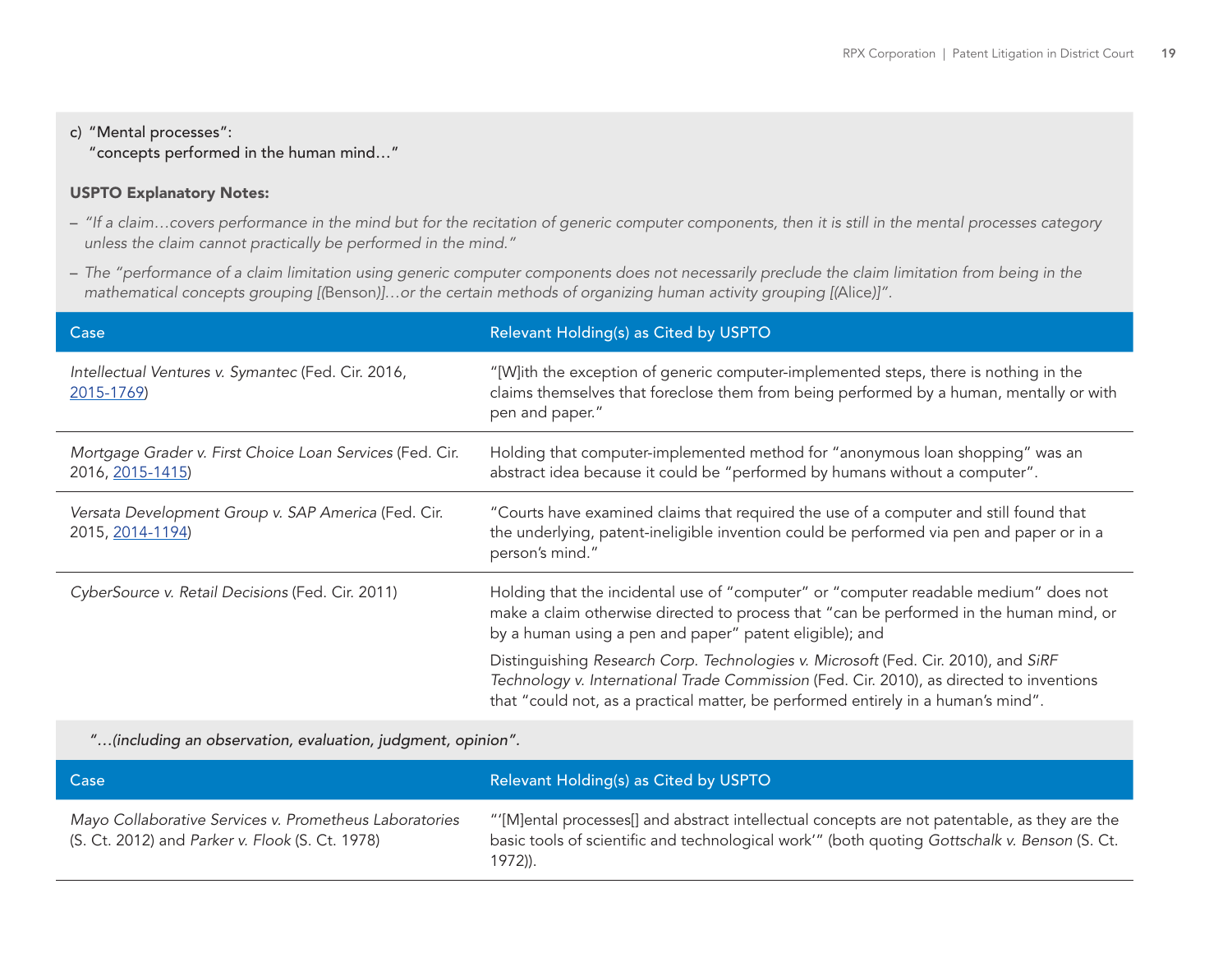c) "Mental processes":
"concepts performed in the human mind…"

**USPTO Explanatory Notes:**

– *"If a claim…covers performance in the mind but for the recitation of generic computer components, then it is still in the mental processes category unless the claim cannot practically be performed in the mind."*

– *The "performance of a claim limitation using generic computer components does not necessarily preclude the claim limitation from being in the mathematical concepts grouping [(*Benson*)]…or the certain methods of organizing human activity grouping [(*Alice*)]".*

| Case | Relevant Holding(s) as Cited by USPTO |
|---|---|
| *Intellectual Ventures v. Symantec* (Fed. Cir. 2016, 2015-1769) | "[W]ith the exception of generic computer-implemented steps, there is nothing in the claims themselves that foreclose them from being performed by a human, mentally or with pen and paper." |
| *Mortgage Grader v. First Choice Loan Services* (Fed. Cir. 2016, 2015-1415) | Holding that computer-implemented method for "anonymous loan shopping" was an abstract idea because it could be "performed by humans without a computer". |
| *Versata Development Group v. SAP America* (Fed. Cir. 2015, 2014-1194) | "Courts have examined claims that required the use of a computer and still found that the underlying, patent-ineligible invention could be performed via pen and paper or in a person's mind." |
| *CyberSource v. Retail Decisions* (Fed. Cir. 2011) | Holding that the incidental use of "computer" or "computer readable medium" does not make a claim otherwise directed to process that "can be performed in the human mind, or by a human using a pen and paper" patent eligible); and<br><br>Distinguishing *Research Corp. Technologies v. Microsoft* (Fed. Cir. 2010), and *SiRF Technology v. International Trade Commission* (Fed. Cir. 2010), as directed to inventions that "could not, as a practical matter, be performed entirely in a human's mind". |

*"…(including an observation, evaluation, judgment, opinion".*

| Case | Relevant Holding(s) as Cited by USPTO |
|---|---|
| *Mayo Collaborative Services v. Prometheus Laboratories* (S. Ct. 2012) and *Parker v. Flook* (S. Ct. 1978) | "'[M]ental processes[] and abstract intellectual concepts are not patentable, as they are the basic tools of scientific and technological work'" (both quoting *Gottschalk v. Benson* (S. Ct. 1972)). |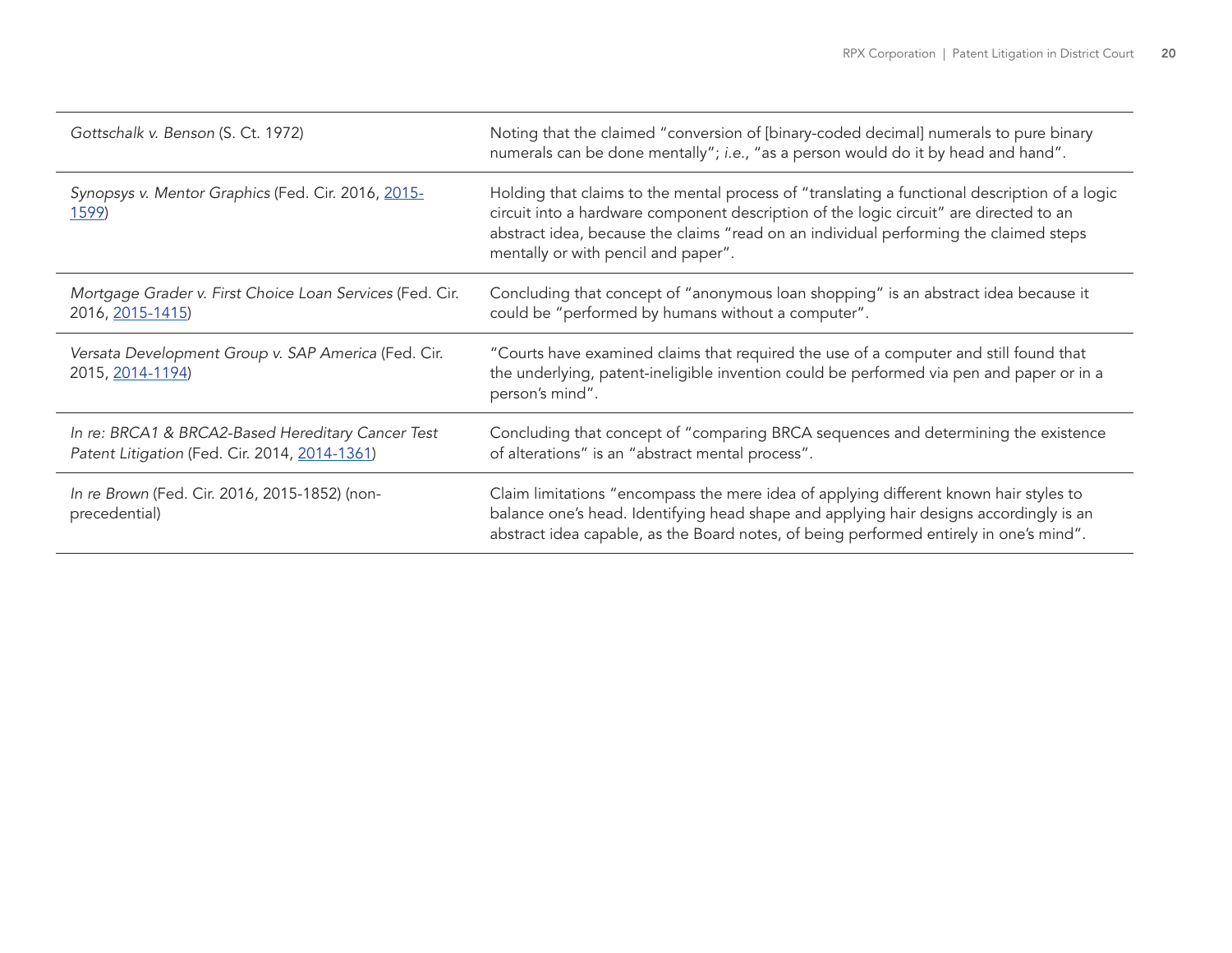| | |
|---|---|
| *Gottschalk v. Benson* (S. Ct. 1972) | Noting that the claimed "conversion of [binary-coded decimal] numerals to pure binary numerals can be done mentally"; *i.e.*, "as a person would do it by head and hand". |
| *Synopsys v. Mentor Graphics* (Fed. Cir. 2016, 2015-1599) | Holding that claims to the mental process of "translating a functional description of a logic circuit into a hardware component description of the logic circuit" are directed to an abstract idea, because the claims "read on an individual performing the claimed steps mentally or with pencil and paper". |
| *Mortgage Grader v. First Choice Loan Services* (Fed. Cir. 2016, 2015-1415) | Concluding that concept of "anonymous loan shopping" is an abstract idea because it could be "performed by humans without a computer". |
| *Versata Development Group v. SAP America* (Fed. Cir. 2015, 2014-1194) | "Courts have examined claims that required the use of a computer and still found that the underlying, patent-ineligible invention could be performed via pen and paper or in a person's mind". |
| *In re: BRCA1 & BRCA2-Based Hereditary Cancer Test Patent Litigation* (Fed. Cir. 2014, 2014-1361) | Concluding that concept of "comparing BRCA sequences and determining the existence of alterations" is an "abstract mental process". |
| *In re Brown* (Fed. Cir. 2016, 2015-1852) (non-precedential) | Claim limitations "encompass the mere idea of applying different known hair styles to balance one's head. Identifying head shape and applying hair designs accordingly is an abstract idea capable, as the Board notes, of being performed entirely in one's mind". |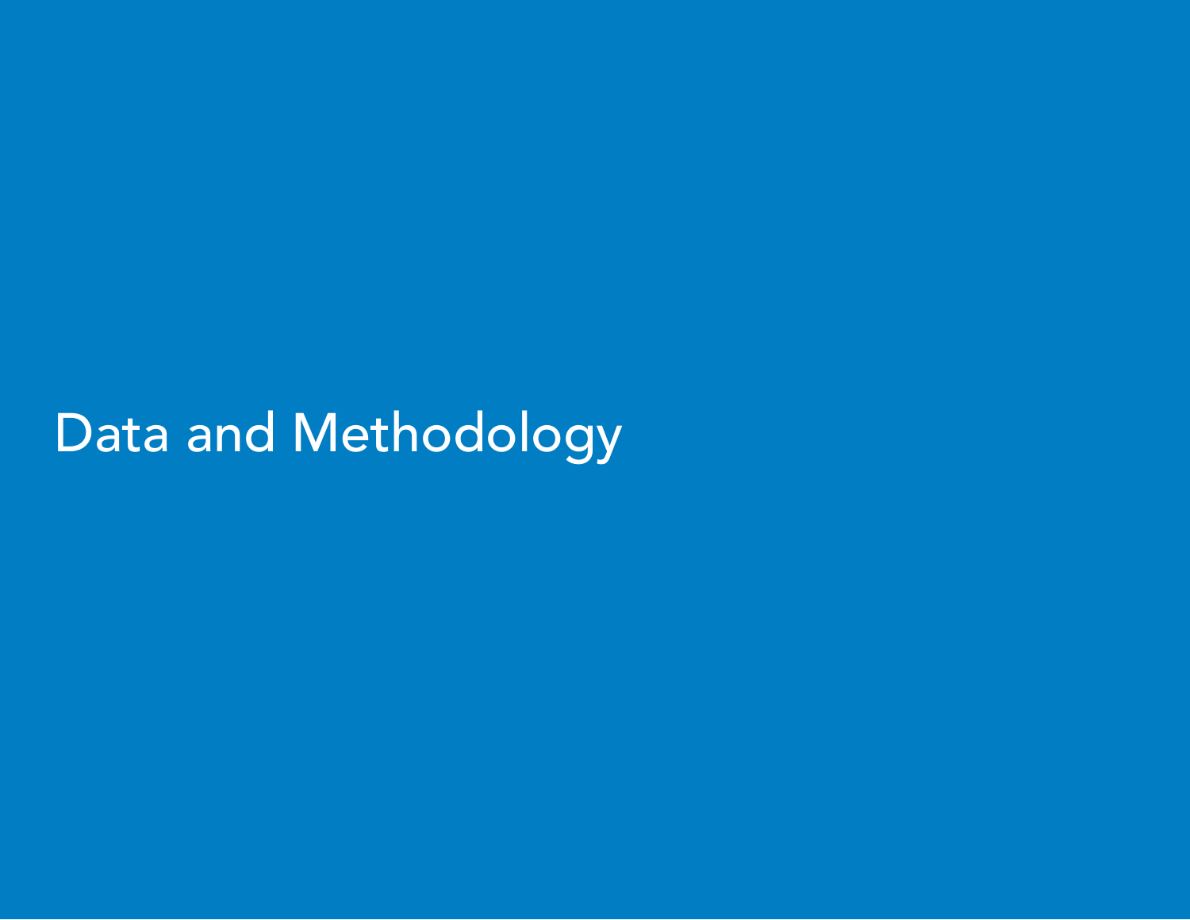# Data and Methodology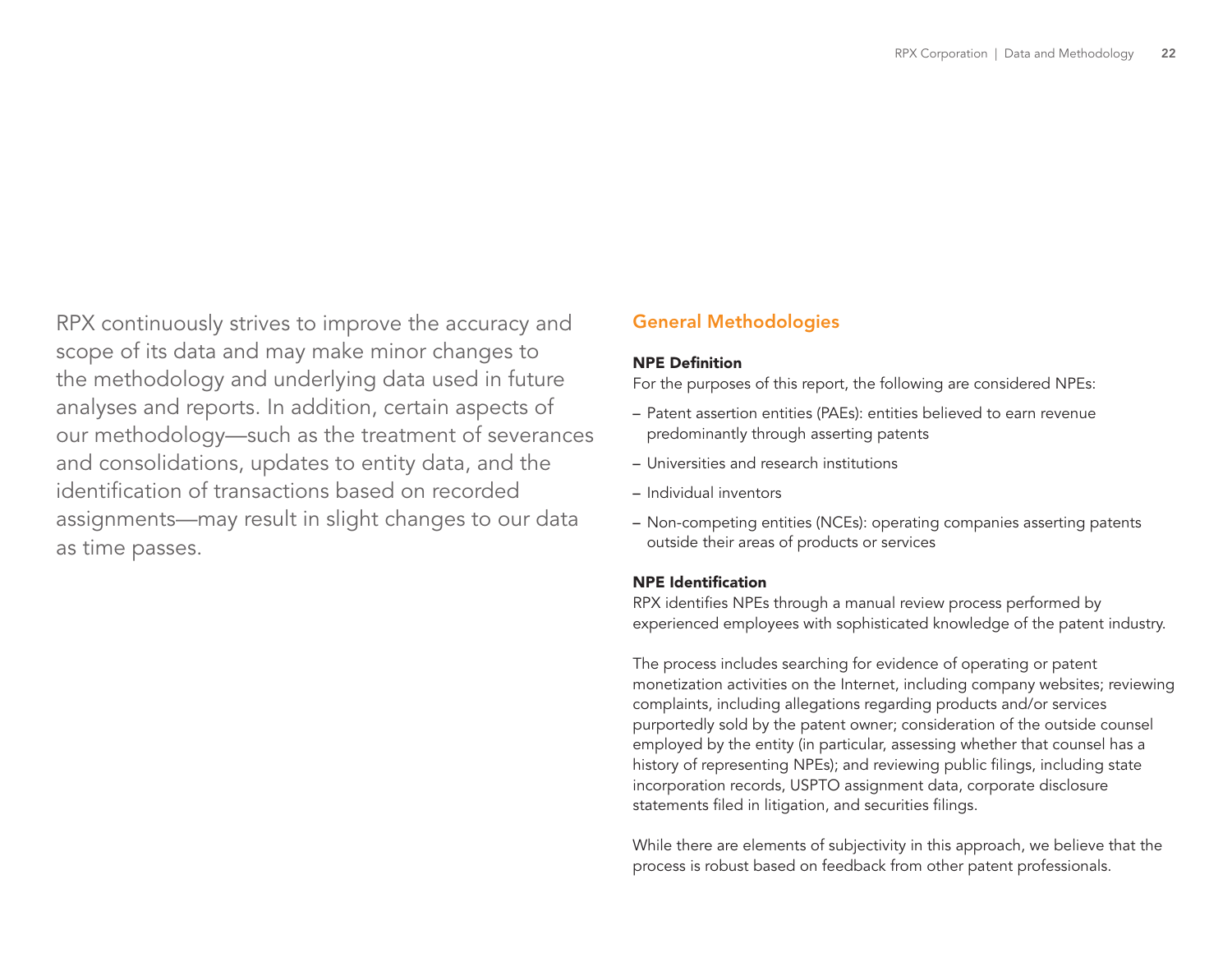RPX continuously strives to improve the accuracy and scope of its data and may make minor changes to the methodology and underlying data used in future analyses and reports. In addition, certain aspects of our methodology—such as the treatment of severances and consolidations, updates to entity data, and the identification of transactions based on recorded assignments—may result in slight changes to our data as time passes.

## General Methodologies

### NPE Definition

For the purposes of this report, the following are considered NPEs:

- Patent assertion entities (PAEs): entities believed to earn revenue predominantly through asserting patents
- Universities and research institutions
- Individual inventors
- Non-competing entities (NCEs): operating companies asserting patents outside their areas of products or services

### NPE Identification

RPX identifies NPEs through a manual review process performed by experienced employees with sophisticated knowledge of the patent industry.

The process includes searching for evidence of operating or patent monetization activities on the Internet, including company websites; reviewing complaints, including allegations regarding products and/or services purportedly sold by the patent owner; consideration of the outside counsel employed by the entity (in particular, assessing whether that counsel has a history of representing NPEs); and reviewing public filings, including state incorporation records, USPTO assignment data, corporate disclosure statements filed in litigation, and securities filings.

While there are elements of subjectivity in this approach, we believe that the process is robust based on feedback from other patent professionals.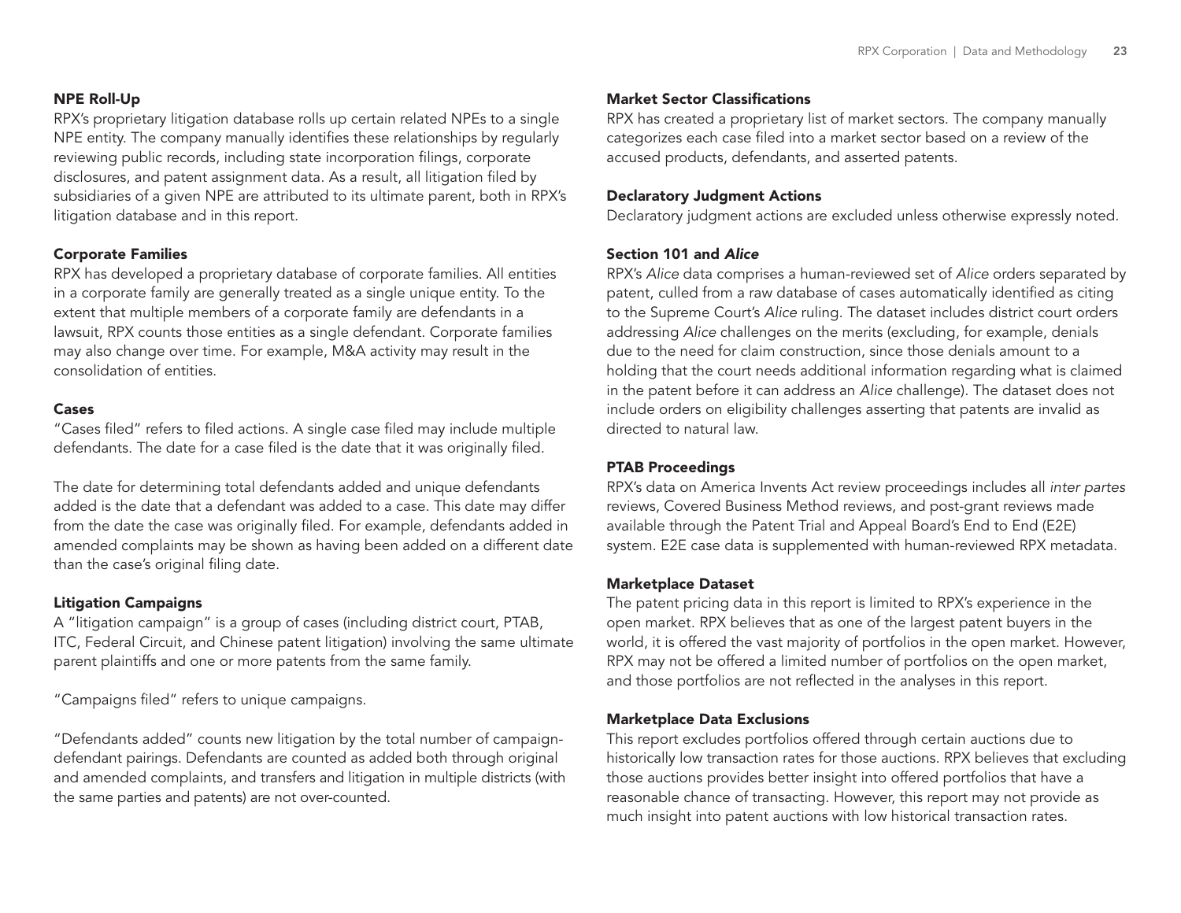### NPE Roll-Up

RPX's proprietary litigation database rolls up certain related NPEs to a single NPE entity. The company manually identifies these relationships by regularly reviewing public records, including state incorporation filings, corporate disclosures, and patent assignment data. As a result, all litigation filed by subsidiaries of a given NPE are attributed to its ultimate parent, both in RPX's litigation database and in this report.

### Corporate Families

RPX has developed a proprietary database of corporate families. All entities in a corporate family are generally treated as a single unique entity. To the extent that multiple members of a corporate family are defendants in a lawsuit, RPX counts those entities as a single defendant. Corporate families may also change over time. For example, M&A activity may result in the consolidation of entities.

### Cases

"Cases filed" refers to filed actions. A single case filed may include multiple defendants. The date for a case filed is the date that it was originally filed.

The date for determining total defendants added and unique defendants added is the date that a defendant was added to a case. This date may differ from the date the case was originally filed. For example, defendants added in amended complaints may be shown as having been added on a different date than the case's original filing date.

### Litigation Campaigns

A "litigation campaign" is a group of cases (including district court, PTAB, ITC, Federal Circuit, and Chinese patent litigation) involving the same ultimate parent plaintiffs and one or more patents from the same family.

"Campaigns filed" refers to unique campaigns.

"Defendants added" counts new litigation by the total number of campaign-defendant pairings. Defendants are counted as added both through original and amended complaints, and transfers and litigation in multiple districts (with the same parties and patents) are not over-counted.

### Market Sector Classifications

RPX has created a proprietary list of market sectors. The company manually categorizes each case filed into a market sector based on a review of the accused products, defendants, and asserted patents.

### Declaratory Judgment Actions

Declaratory judgment actions are excluded unless otherwise expressly noted.

### Section 101 and *Alice*

RPX's *Alice* data comprises a human-reviewed set of *Alice* orders separated by patent, culled from a raw database of cases automatically identified as citing to the Supreme Court's *Alice* ruling. The dataset includes district court orders addressing *Alice* challenges on the merits (excluding, for example, denials due to the need for claim construction, since those denials amount to a holding that the court needs additional information regarding what is claimed in the patent before it can address an *Alice* challenge). The dataset does not include orders on eligibility challenges asserting that patents are invalid as directed to natural law.

### PTAB Proceedings

RPX's data on America Invents Act review proceedings includes all *inter partes* reviews, Covered Business Method reviews, and post-grant reviews made available through the Patent Trial and Appeal Board's End to End (E2E) system. E2E case data is supplemented with human-reviewed RPX metadata.

### Marketplace Dataset

The patent pricing data in this report is limited to RPX's experience in the open market. RPX believes that as one of the largest patent buyers in the world, it is offered the vast majority of portfolios in the open market. However, RPX may not be offered a limited number of portfolios on the open market, and those portfolios are not reflected in the analyses in this report.

### Marketplace Data Exclusions

This report excludes portfolios offered through certain auctions due to historically low transaction rates for those auctions. RPX believes that excluding those auctions provides better insight into offered portfolios that have a reasonable chance of transacting. However, this report may not provide as much insight into patent auctions with low historical transaction rates.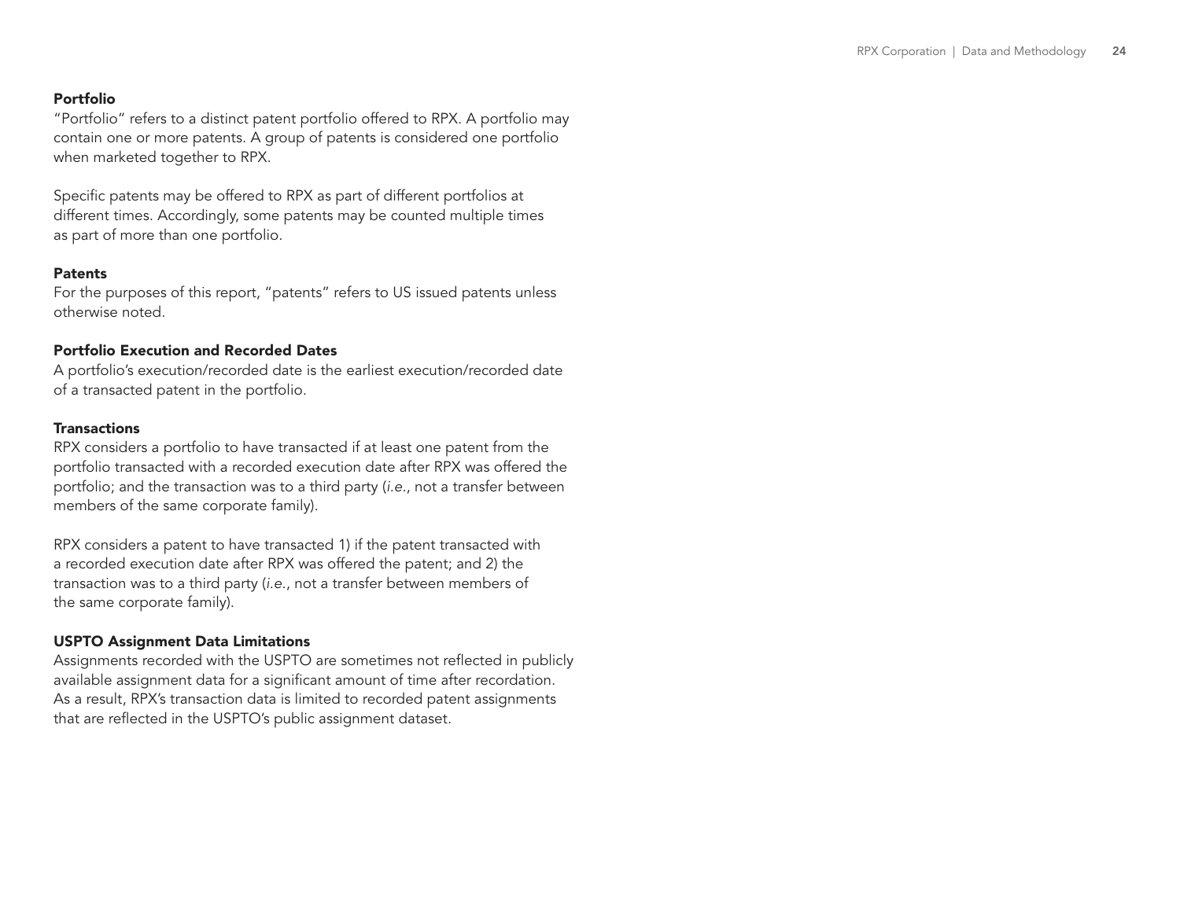### Portfolio

"Portfolio" refers to a distinct patent portfolio offered to RPX. A portfolio may contain one or more patents. A group of patents is considered one portfolio when marketed together to RPX.

Specific patents may be offered to RPX as part of different portfolios at different times. Accordingly, some patents may be counted multiple times as part of more than one portfolio.

### Patents

For the purposes of this report, "patents" refers to US issued patents unless otherwise noted.

### Portfolio Execution and Recorded Dates

A portfolio's execution/recorded date is the earliest execution/recorded date of a transacted patent in the portfolio.

### Transactions

RPX considers a portfolio to have transacted if at least one patent from the portfolio transacted with a recorded execution date after RPX was offered the portfolio; and the transaction was to a third party (*i.e.*, not a transfer between members of the same corporate family).

RPX considers a patent to have transacted 1) if the patent transacted with a recorded execution date after RPX was offered the patent; and 2) the transaction was to a third party (*i.e.*, not a transfer between members of the same corporate family).

### USPTO Assignment Data Limitations

Assignments recorded with the USPTO are sometimes not reflected in publicly available assignment data for a significant amount of time after recordation. As a result, RPX's transaction data is limited to recorded patent assignments that are reflected in the USPTO's public assignment dataset.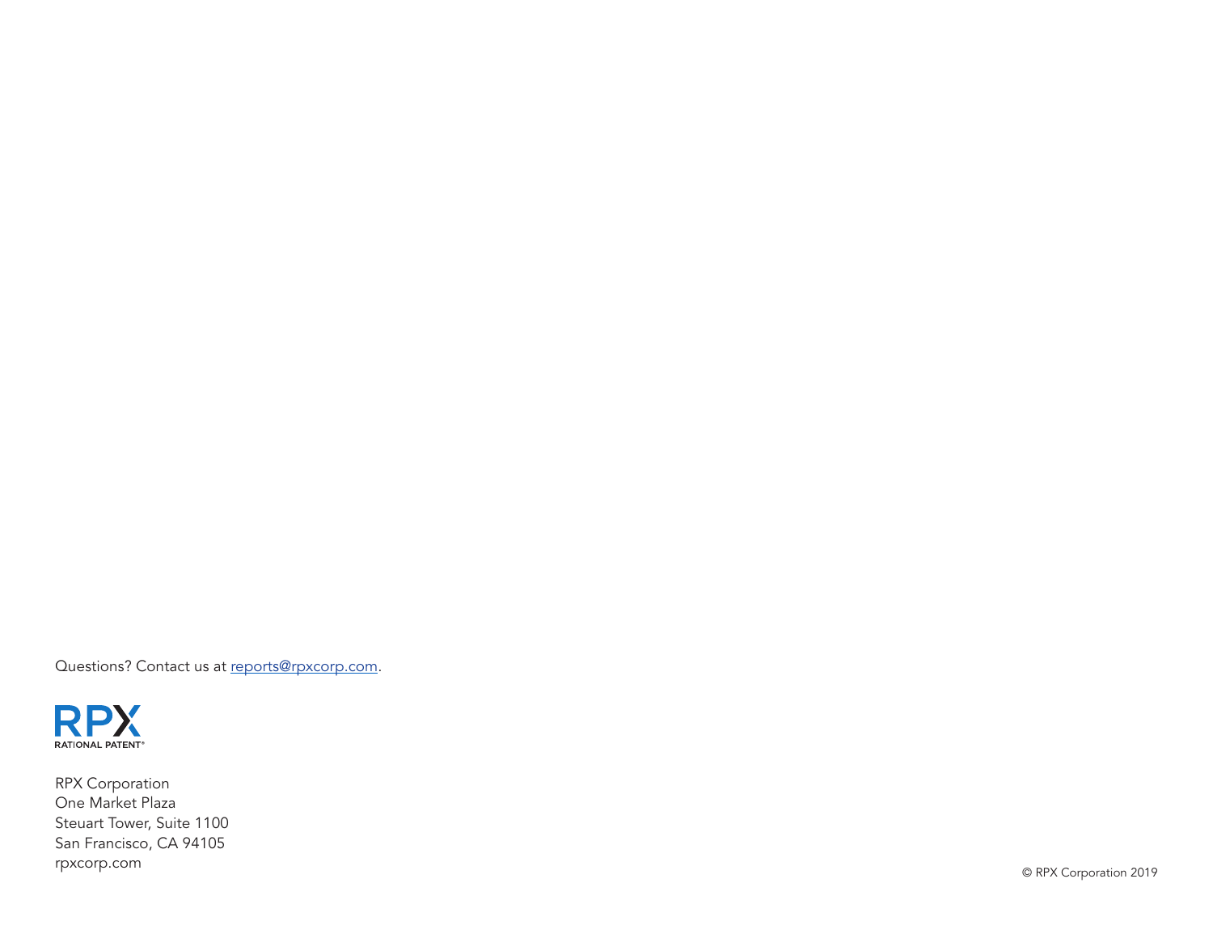Questions? Contact us at [reports@rpxcorp.com](mailto:reports@rpxcorp.com).

RPX
RATIONAL PATENT®

RPX Corporation
One Market Plaza
Steuart Tower, Suite 1100
San Francisco, CA 94105
rpxcorp.com

© RPX Corporation 2019